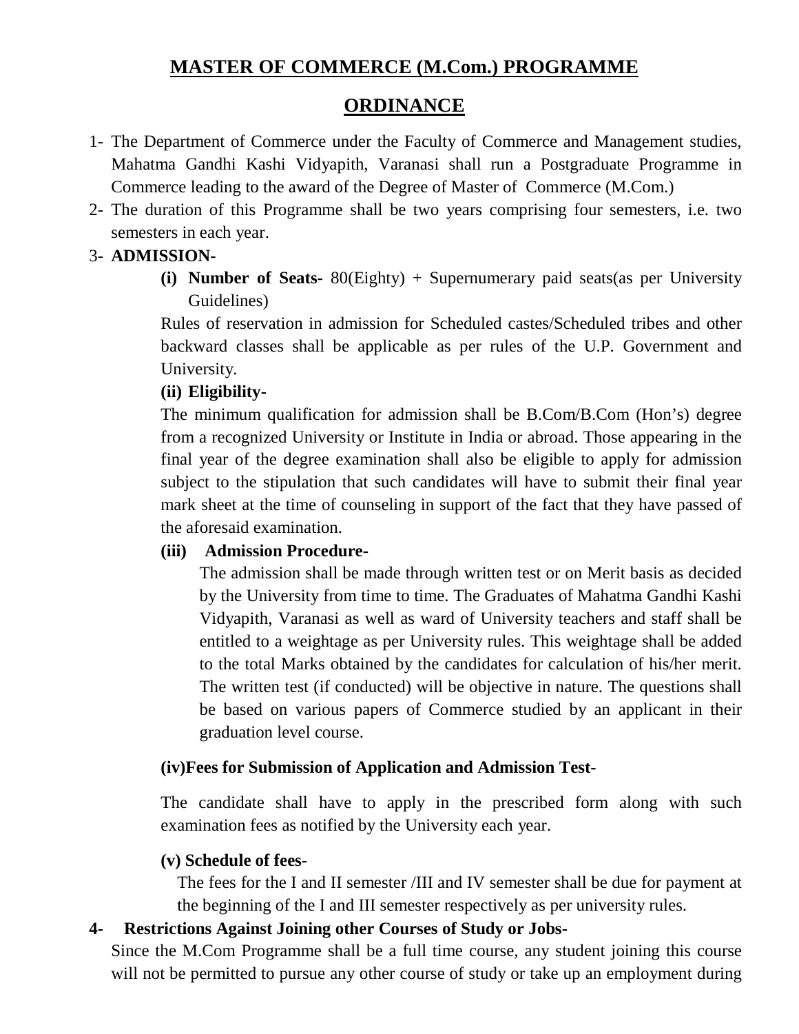# MASTER OF COMMERCE (M.Com.) PROGRAMME

## ORDINANCE

1- The Department of Commerce under the Faculty of Commerce and Management studies, Mahatma Gandhi Kashi Vidyapith, Varanasi shall run a Postgraduate Programme in Commerce leading to the award of the Degree of Master of Commerce (M.Com.)

2- The duration of this Programme shall be two years comprising four semesters, i.e. two semesters in each year.

3- **ADMISSION-**

**(i) Number of Seats-** 80(Eighty) + Supernumerary paid seats(as per University Guidelines)

Rules of reservation in admission for Scheduled castes/Scheduled tribes and other backward classes shall be applicable as per rules of the U.P. Government and University.

**(ii) Eligibility-**

The minimum qualification for admission shall be B.Com/B.Com (Hon's) degree from a recognized University or Institute in India or abroad. Those appearing in the final year of the degree examination shall also be eligible to apply for admission subject to the stipulation that such candidates will have to submit their final year mark sheet at the time of counseling in support of the fact that they have passed of the aforesaid examination.

**(iii) Admission Procedure-**

The admission shall be made through written test or on Merit basis as decided by the University from time to time. The Graduates of Mahatma Gandhi Kashi Vidyapith, Varanasi as well as ward of University teachers and staff shall be entitled to a weightage as per University rules. This weightage shall be added to the total Marks obtained by the candidates for calculation of his/her merit. The written test (if conducted) will be objective in nature. The questions shall be based on various papers of Commerce studied by an applicant in their graduation level course.

**(iv)Fees for Submission of Application and Admission Test-**

The candidate shall have to apply in the prescribed form along with such examination fees as notified by the University each year.

**(v) Schedule of fees-**

The fees for the I and II semester /III and IV semester shall be due for payment at the beginning of the I and III semester respectively as per university rules.

**4- Restrictions Against Joining other Courses of Study or Jobs-**

Since the M.Com Programme shall be a full time course, any student joining this course will not be permitted to pursue any other course of study or take up an employment during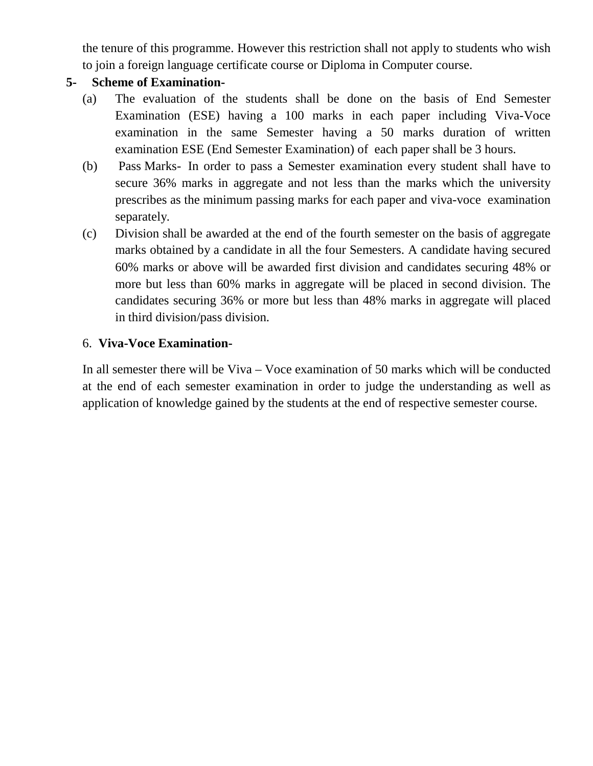the tenure of this programme. However this restriction shall not apply to students who wish to join a foreign language certificate course or Diploma in Computer course.

**5- Scheme of Examination-**

(a) The evaluation of the students shall be done on the basis of End Semester Examination (ESE) having a 100 marks in each paper including Viva-Voce examination in the same Semester having a 50 marks duration of written examination ESE (End Semester Examination) of each paper shall be 3 hours.

(b) Pass Marks- In order to pass a Semester examination every student shall have to secure 36% marks in aggregate and not less than the marks which the university prescribes as the minimum passing marks for each paper and viva-voce examination separately.

(c) Division shall be awarded at the end of the fourth semester on the basis of aggregate marks obtained by a candidate in all the four Semesters. A candidate having secured 60% marks or above will be awarded first division and candidates securing 48% or more but less than 60% marks in aggregate will be placed in second division. The candidates securing 36% or more but less than 48% marks in aggregate will placed in third division/pass division.

6. **Viva-Voce Examination-**

In all semester there will be Viva – Voce examination of 50 marks which will be conducted at the end of each semester examination in order to judge the understanding as well as application of knowledge gained by the students at the end of respective semester course.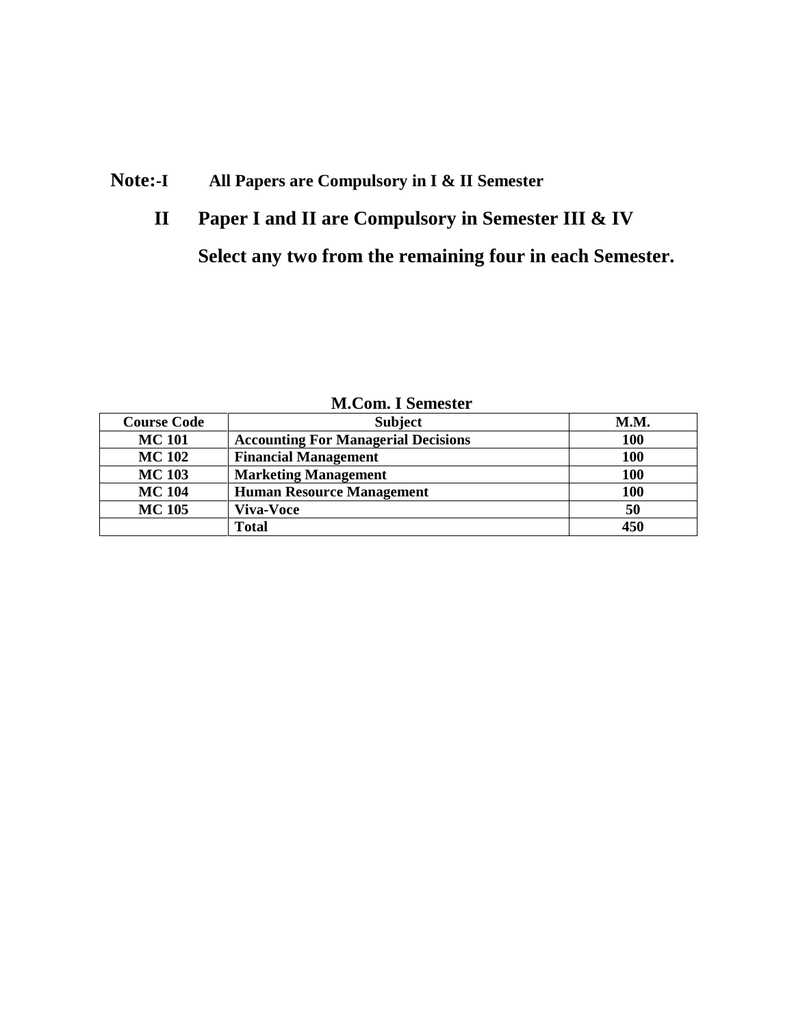**Note:-I** **All Papers are Compulsory in I & II Semester**

**II Paper I and II are Compulsory in Semester III & IV**

**Select any two from the remaining four in each Semester.**

**M.Com. I Semester**

| Course Code | Subject | M.M. |
|---|---|---|
| MC 101 | Accounting For Managerial Decisions | 100 |
| MC 102 | Financial Management | 100 |
| MC 103 | Marketing Management | 100 |
| MC 104 | Human Resource Management | 100 |
| MC 105 | Viva-Voce | 50 |
| | Total | 450 |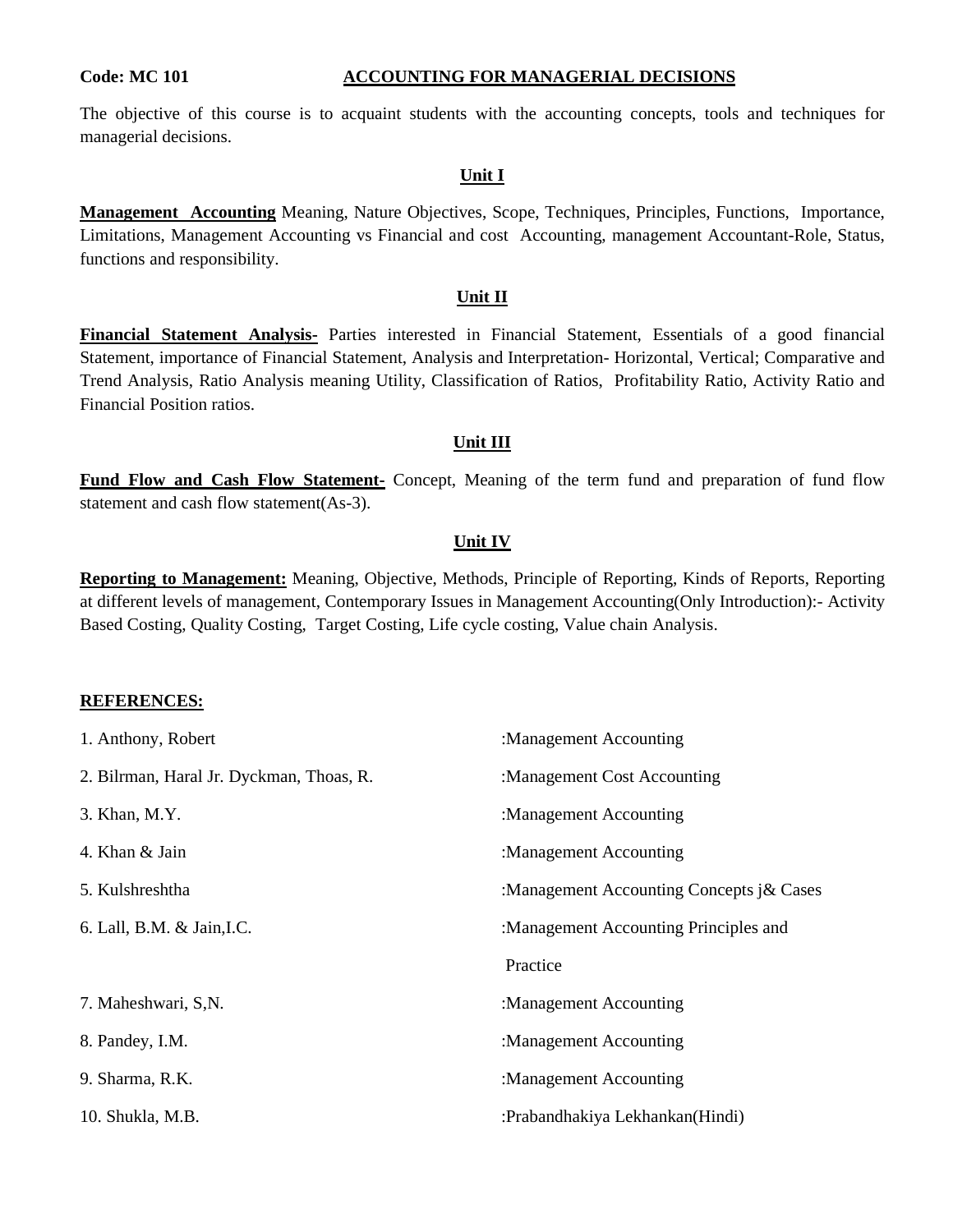**Code: MC 101** **ACCOUNTING FOR MANAGERIAL DECISIONS**

The objective of this course is to acquaint students with the accounting concepts, tools and techniques for managerial decisions.

## Unit I

**Management Accounting** Meaning, Nature Objectives, Scope, Techniques, Principles, Functions, Importance, Limitations, Management Accounting vs Financial and cost Accounting, management Accountant-Role, Status, functions and responsibility.

## Unit II

**Financial Statement Analysis-** Parties interested in Financial Statement, Essentials of a good financial Statement, importance of Financial Statement, Analysis and Interpretation- Horizontal, Vertical; Comparative and Trend Analysis, Ratio Analysis meaning Utility, Classification of Ratios, Profitability Ratio, Activity Ratio and Financial Position ratios.

## Unit III

**Fund Flow and Cash Flow Statement-** Concept, Meaning of the term fund and preparation of fund flow statement and cash flow statement(As-3).

## Unit IV

**Reporting to Management:** Meaning, Objective, Methods, Principle of Reporting, Kinds of Reports, Reporting at different levels of management, Contemporary Issues in Management Accounting(Only Introduction):- Activity Based Costing, Quality Costing, Target Costing, Life cycle costing, Value chain Analysis.

**REFERENCES:**

| | |
|---|---|
| 1. Anthony, Robert | :Management Accounting |
| 2. Bilrman, Haral Jr. Dyckman, Thoas, R. | :Management Cost Accounting |
| 3. Khan, M.Y. | :Management Accounting |
| 4. Khan & Jain | :Management Accounting |
| 5. Kulshreshtha | :Management Accounting Concepts j& Cases |
| 6. Lall, B.M. & Jain,I.C. | :Management Accounting Principles and Practice |
| 7. Maheshwari, S,N. | :Management Accounting |
| 8. Pandey, I.M. | :Management Accounting |
| 9. Sharma, R.K. | :Management Accounting |
| 10. Shukla, M.B. | :Prabandhakiya Lekhankan(Hindi) |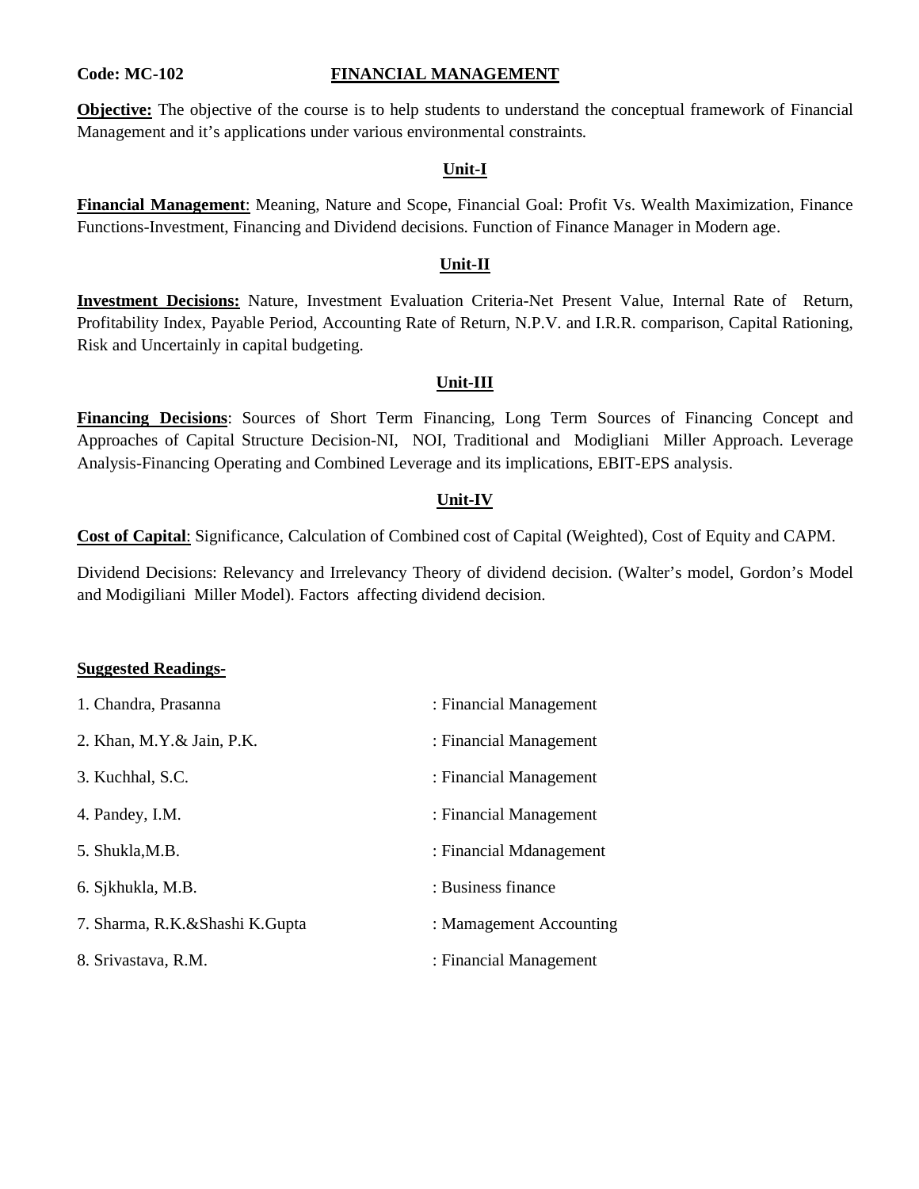**Code: MC-102** **FINANCIAL MANAGEMENT**

**Objective:** The objective of the course is to help students to understand the conceptual framework of Financial Management and it's applications under various environmental constraints.

## Unit-I

**Financial Management**: Meaning, Nature and Scope, Financial Goal: Profit Vs. Wealth Maximization, Finance Functions-Investment, Financing and Dividend decisions. Function of Finance Manager in Modern age.

## Unit-II

**Investment Decisions:** Nature, Investment Evaluation Criteria-Net Present Value, Internal Rate of Return, Profitability Index, Payable Period, Accounting Rate of Return, N.P.V. and I.R.R. comparison, Capital Rationing, Risk and Uncertainly in capital budgeting.

## Unit-III

**Financing Decisions**: Sources of Short Term Financing, Long Term Sources of Financing Concept and Approaches of Capital Structure Decision-NI, NOI, Traditional and Modigliani Miller Approach. Leverage Analysis-Financing Operating and Combined Leverage and its implications, EBIT-EPS analysis.

## Unit-IV

**Cost of Capital**: Significance, Calculation of Combined cost of Capital (Weighted), Cost of Equity and CAPM.

Dividend Decisions: Relevancy and Irrelevancy Theory of dividend decision. (Walter's model, Gordon's Model and Modigiliani Miller Model). Factors affecting dividend decision.

**Suggested Readings-**

1. Chandra, Prasanna : Financial Management
2. Khan, M.Y.& Jain, P.K. : Financial Management
3. Kuchhal, S.C. : Financial Management
4. Pandey, I.M. : Financial Management
5. Shukla,M.B. : Financial Mdanagement
6. Sjkhukla, M.B. : Business finance
7. Sharma, R.K.&Shashi K.Gupta : Mamagement Accounting
8. Srivastava, R.M. : Financial Management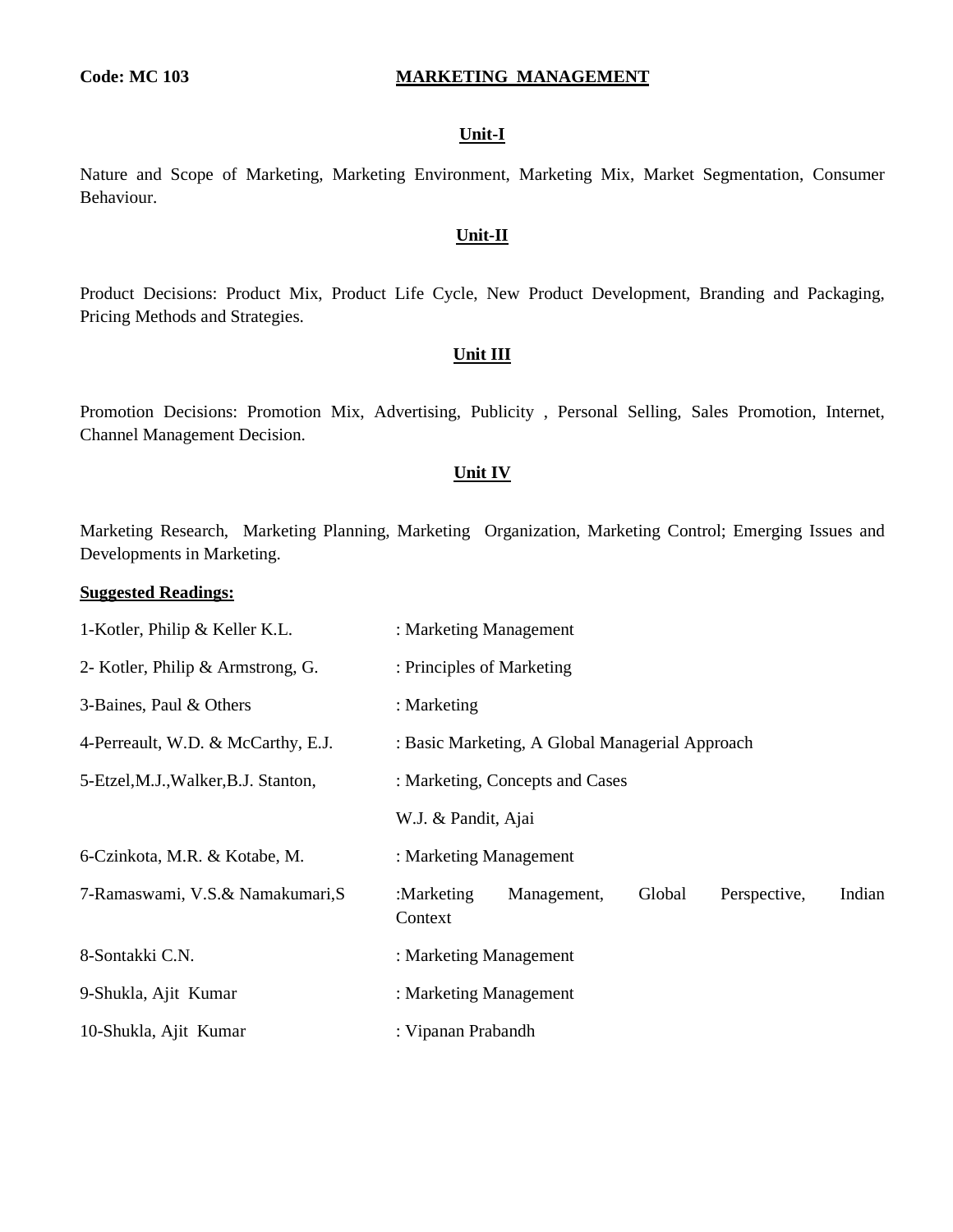**Code: MC 103**

## MARKETING MANAGEMENT

### Unit-I

Nature and Scope of Marketing, Marketing Environment, Marketing Mix, Market Segmentation, Consumer Behaviour.

### Unit-II

Product Decisions: Product Mix, Product Life Cycle, New Product Development, Branding and Packaging, Pricing Methods and Strategies.

### Unit III

Promotion Decisions: Promotion Mix, Advertising, Publicity , Personal Selling, Sales Promotion, Internet, Channel Management Decision.

### Unit IV

Marketing Research, Marketing Planning, Marketing Organization, Marketing Control; Emerging Issues and Developments in Marketing.

**Suggested Readings:**

| | |
|---|---|
| 1-Kotler, Philip & Keller K.L. | : Marketing Management |
| 2- Kotler, Philip & Armstrong, G. | : Principles of Marketing |
| 3-Baines, Paul & Others | : Marketing |
| 4-Perreault, W.D. & McCarthy, E.J. | : Basic Marketing, A Global Managerial Approach |
| 5-Etzel,M.J.,Walker,B.J. Stanton, | : Marketing, Concepts and Cases |
| | W.J. & Pandit, Ajai |
| 6-Czinkota, M.R. & Kotabe, M. | : Marketing Management |
| 7-Ramaswami, V.S.& Namakumari,S | :Marketing Management, Global Perspective, Indian Context |
| 8-Sontakki C.N. | : Marketing Management |
| 9-Shukla, Ajit Kumar | : Marketing Management |
| 10-Shukla, Ajit Kumar | : Vipanan Prabandh |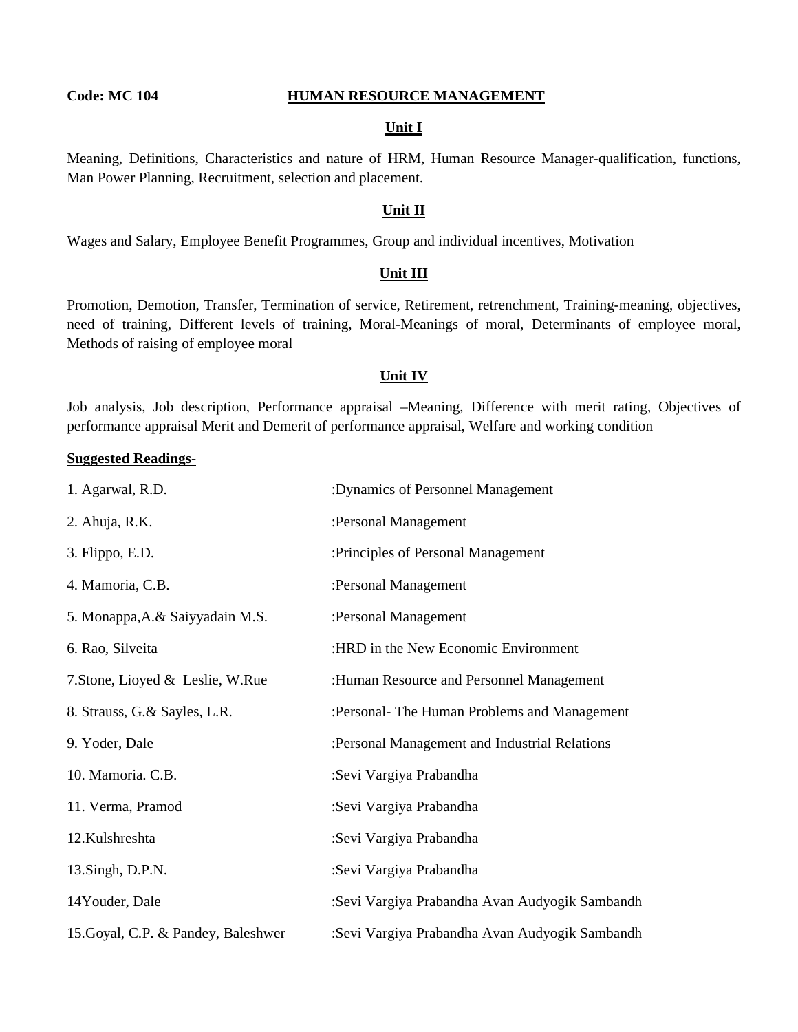**Code: MC 104** **HUMAN RESOURCE MANAGEMENT**

**Unit I**

Meaning, Definitions, Characteristics and nature of HRM, Human Resource Manager-qualification, functions, Man Power Planning, Recruitment, selection and placement.

**Unit II**

Wages and Salary, Employee Benefit Programmes, Group and individual incentives, Motivation

**Unit III**

Promotion, Demotion, Transfer, Termination of service, Retirement, retrenchment, Training-meaning, objectives, need of training, Different levels of training, Moral-Meanings of moral, Determinants of employee moral, Methods of raising of employee moral

**Unit IV**

Job analysis, Job description, Performance appraisal –Meaning, Difference with merit rating, Objectives of performance appraisal Merit and Demerit of performance appraisal, Welfare and working condition

**Suggested Readings-**

| | |
|---|---|
| 1. Agarwal, R.D. | :Dynamics of Personnel Management |
| 2. Ahuja, R.K. | :Personal Management |
| 3. Flippo, E.D. | :Principles of Personal Management |
| 4. Mamoria, C.B. | :Personal Management |
| 5. Monappa,A.& Saiyyadain M.S. | :Personal Management |
| 6. Rao, Silveita | :HRD in the New Economic Environment |
| 7.Stone, Lioyed & Leslie, W.Rue | :Human Resource and Personnel Management |
| 8. Strauss, G.& Sayles, L.R. | :Personal- The Human Problems and Management |
| 9. Yoder, Dale | :Personal Management and Industrial Relations |
| 10. Mamoria. C.B. | :Sevi Vargiya Prabandha |
| 11. Verma, Pramod | :Sevi Vargiya Prabandha |
| 12.Kulshreshta | :Sevi Vargiya Prabandha |
| 13.Singh, D.P.N. | :Sevi Vargiya Prabandha |
| 14Youder, Dale | :Sevi Vargiya Prabandha Avan Audyogik Sambandh |
| 15.Goyal, C.P. & Pandey, Baleshwer | :Sevi Vargiya Prabandha Avan Audyogik Sambandh |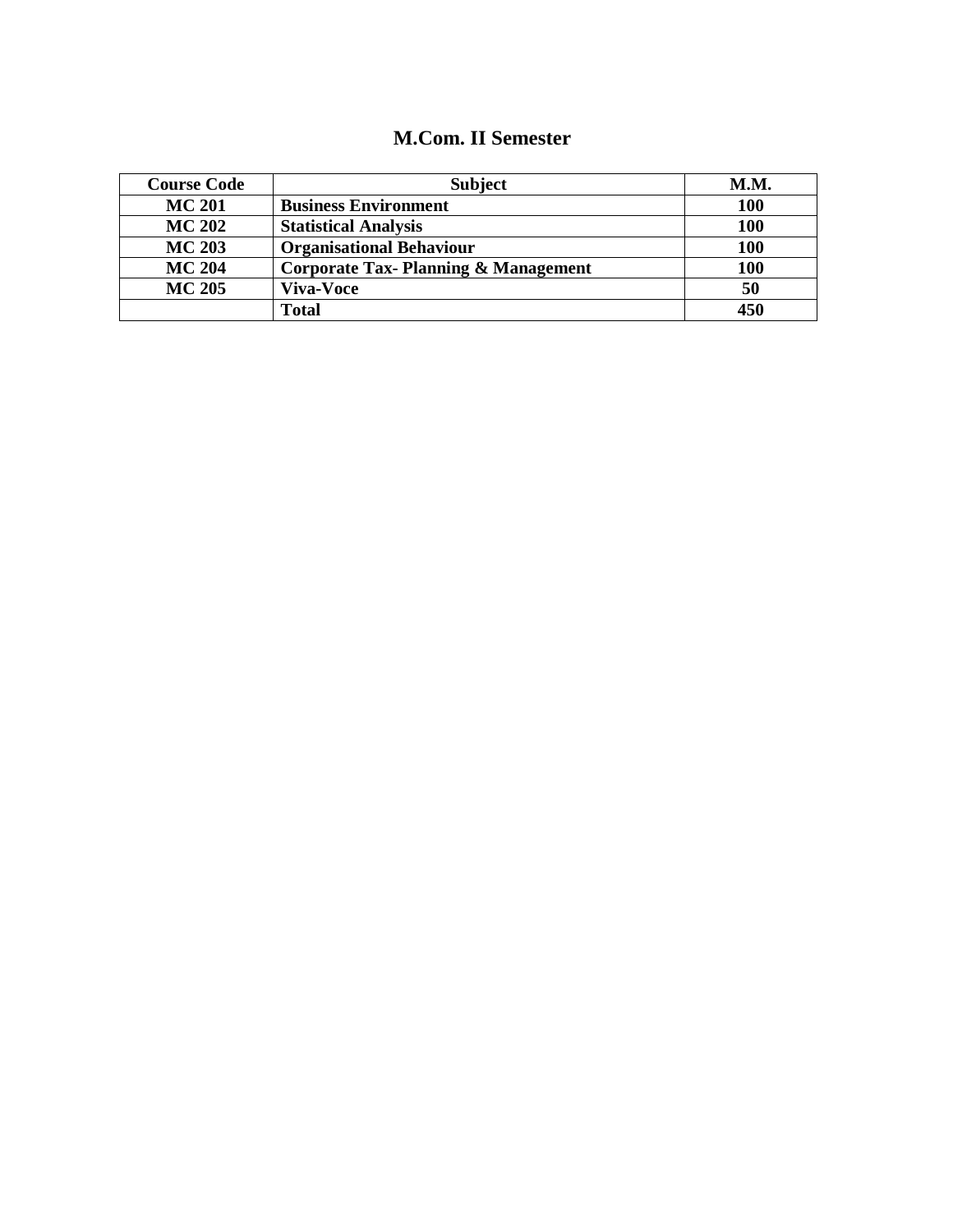## M.Com. II Semester

| Course Code | Subject | M.M. |
|---|---|---|
| **MC 201** | **Business Environment** | **100** |
| **MC 202** | **Statistical Analysis** | **100** |
| **MC 203** | **Organisational Behaviour** | **100** |
| **MC 204** | **Corporate Tax- Planning & Management** | **100** |
| **MC 205** | **Viva-Voce** | **50** |
| | **Total** | **450** |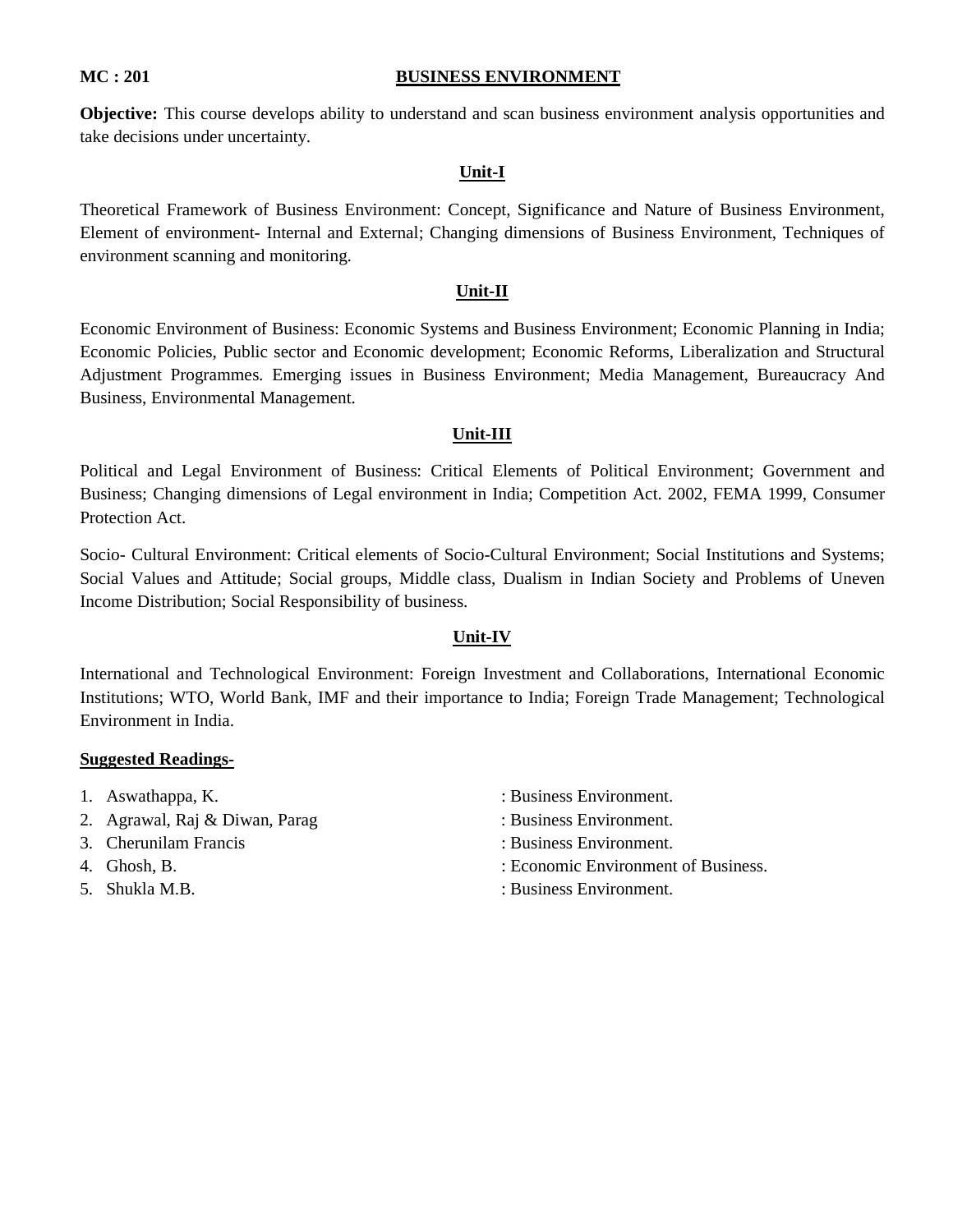**MC : 201** **BUSINESS ENVIRONMENT**

**Objective:** This course develops ability to understand and scan business environment analysis opportunities and take decisions under uncertainty.

## Unit-I

Theoretical Framework of Business Environment: Concept, Significance and Nature of Business Environment, Element of environment- Internal and External; Changing dimensions of Business Environment, Techniques of environment scanning and monitoring.

## Unit-II

Economic Environment of Business: Economic Systems and Business Environment; Economic Planning in India; Economic Policies, Public sector and Economic development; Economic Reforms, Liberalization and Structural Adjustment Programmes. Emerging issues in Business Environment; Media Management, Bureaucracy And Business, Environmental Management.

## Unit-III

Political and Legal Environment of Business: Critical Elements of Political Environment; Government and Business; Changing dimensions of Legal environment in India; Competition Act. 2002, FEMA 1999, Consumer Protection Act.

Socio- Cultural Environment: Critical elements of Socio-Cultural Environment; Social Institutions and Systems; Social Values and Attitude; Social groups, Middle class, Dualism in Indian Society and Problems of Uneven Income Distribution; Social Responsibility of business.

## Unit-IV

International and Technological Environment: Foreign Investment and Collaborations, International Economic Institutions; WTO, World Bank, IMF and their importance to India; Foreign Trade Management; Technological Environment in India.

**Suggested Readings-**

1. Aswathappa, K. : Business Environment.
2. Agrawal, Raj & Diwan, Parag : Business Environment.
3. Cherunilam Francis : Business Environment.
4. Ghosh, B. : Economic Environment of Business.
5. Shukla M.B. : Business Environment.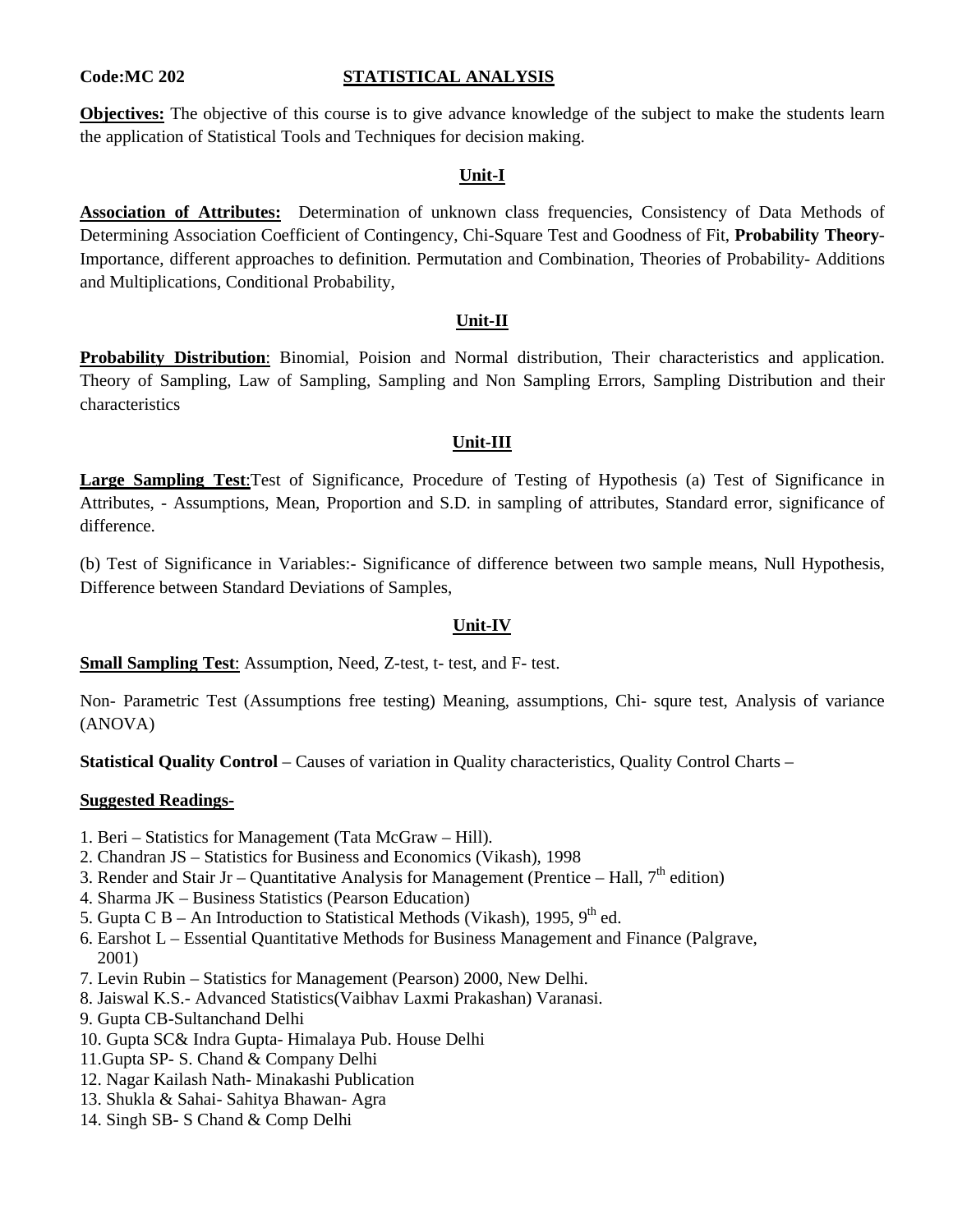**Code:MC 202** **STATISTICAL ANALYSIS**

**Objectives:** The objective of this course is to give advance knowledge of the subject to make the students learn the application of Statistical Tools and Techniques for decision making.

## Unit-I

**Association of Attributes:** Determination of unknown class frequencies, Consistency of Data Methods of Determining Association Coefficient of Contingency, Chi-Square Test and Goodness of Fit, **Probability Theory**- Importance, different approaches to definition. Permutation and Combination, Theories of Probability- Additions and Multiplications, Conditional Probability,

## Unit-II

**Probability Distribution**: Binomial, Poision and Normal distribution, Their characteristics and application. Theory of Sampling, Law of Sampling, Sampling and Non Sampling Errors, Sampling Distribution and their characteristics

## Unit-III

**Large Sampling Test**:Test of Significance, Procedure of Testing of Hypothesis (a) Test of Significance in Attributes, - Assumptions, Mean, Proportion and S.D. in sampling of attributes, Standard error, significance of difference.

(b) Test of Significance in Variables:- Significance of difference between two sample means, Null Hypothesis, Difference between Standard Deviations of Samples,

## Unit-IV

**Small Sampling Test**: Assumption, Need, Z-test, t- test, and F- test.

Non- Parametric Test (Assumptions free testing) Meaning, assumptions, Chi- squre test, Analysis of variance (ANOVA)

**Statistical Quality Control** – Causes of variation in Quality characteristics, Quality Control Charts –

**Suggested Readings-**

1. Beri – Statistics for Management (Tata McGraw – Hill).
2. Chandran JS – Statistics for Business and Economics (Vikash), 1998
3. Render and Stair Jr – Quantitative Analysis for Management (Prentice – Hall, 7th edition)
4. Sharma JK – Business Statistics (Pearson Education)
5. Gupta C B – An Introduction to Statistical Methods (Vikash), 1995, 9th ed.
6. Earshot L – Essential Quantitative Methods for Business Management and Finance (Palgrave, 2001)
7. Levin Rubin – Statistics for Management (Pearson) 2000, New Delhi.
8. Jaiswal K.S.- Advanced Statistics(Vaibhav Laxmi Prakashan) Varanasi.
9. Gupta CB-Sultanchand Delhi
10. Gupta SC& Indra Gupta- Himalaya Pub. House Delhi
11. Gupta SP- S. Chand & Company Delhi
12. Nagar Kailash Nath- Minakashi Publication
13. Shukla & Sahai- Sahitya Bhawan- Agra
14. Singh SB- S Chand & Comp Delhi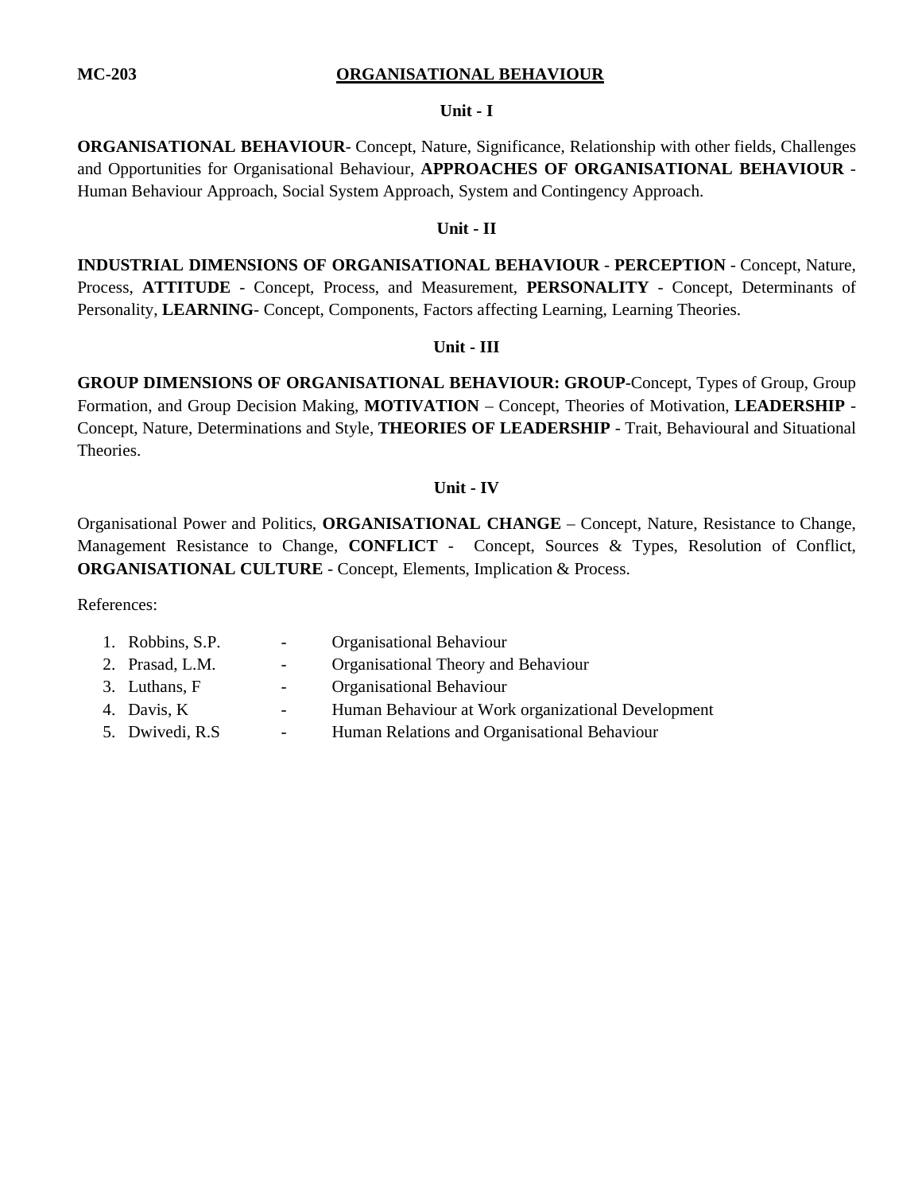**MC-203** **ORGANISATIONAL BEHAVIOUR**

## Unit - I

**ORGANISATIONAL BEHAVIOUR**- Concept, Nature, Significance, Relationship with other fields, Challenges and Opportunities for Organisational Behaviour, **APPROACHES OF ORGANISATIONAL BEHAVIOUR** - Human Behaviour Approach, Social System Approach, System and Contingency Approach.

## Unit - II

**INDUSTRIAL DIMENSIONS OF ORGANISATIONAL BEHAVIOUR** - **PERCEPTION** - Concept, Nature, Process, **ATTITUDE** - Concept, Process, and Measurement, **PERSONALITY** - Concept, Determinants of Personality, **LEARNING**- Concept, Components, Factors affecting Learning, Learning Theories.

## Unit - III

**GROUP DIMENSIONS OF ORGANISATIONAL BEHAVIOUR: GROUP**-Concept, Types of Group, Group Formation, and Group Decision Making, **MOTIVATION** – Concept, Theories of Motivation, **LEADERSHIP** - Concept, Nature, Determinations and Style, **THEORIES OF LEADERSHIP** - Trait, Behavioural and Situational Theories.

## Unit - IV

Organisational Power and Politics, **ORGANISATIONAL CHANGE** – Concept, Nature, Resistance to Change, Management Resistance to Change, **CONFLICT** - Concept, Sources & Types, Resolution of Conflict, **ORGANISATIONAL CULTURE** - Concept, Elements, Implication & Process.

References:

1. Robbins, S.P. - Organisational Behaviour
2. Prasad, L.M. - Organisational Theory and Behaviour
3. Luthans, F - Organisational Behaviour
4. Davis, K - Human Behaviour at Work organizational Development
5. Dwivedi, R.S - Human Relations and Organisational Behaviour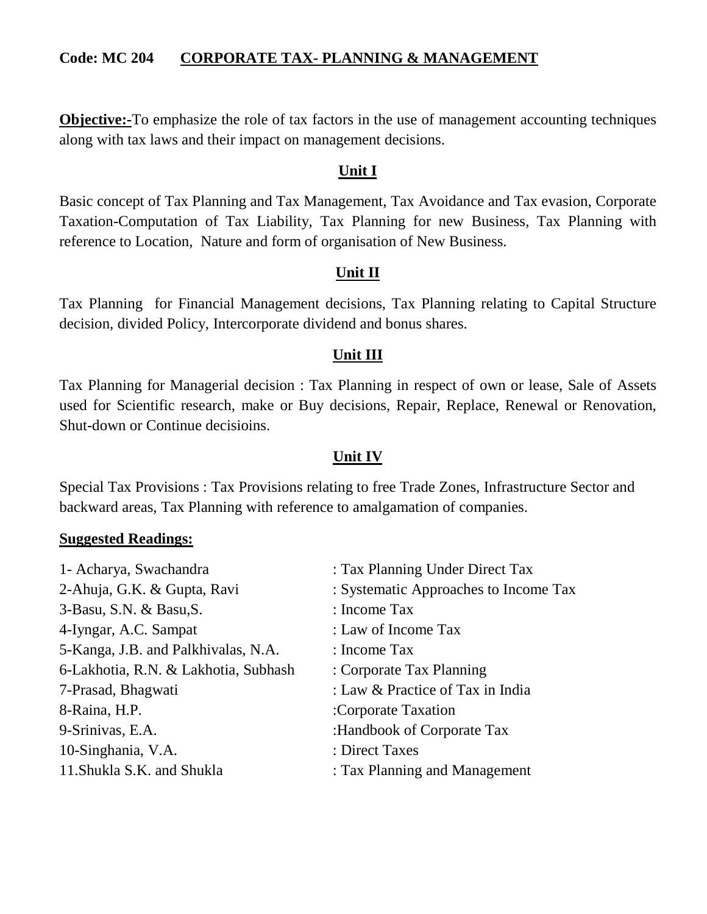**Code: MC 204 CORPORATE TAX- PLANNING & MANAGEMENT**

**Objective:-**To emphasize the role of tax factors in the use of management accounting techniques along with tax laws and their impact on management decisions.

## Unit I

Basic concept of Tax Planning and Tax Management, Tax Avoidance and Tax evasion, Corporate Taxation-Computation of Tax Liability, Tax Planning for new Business, Tax Planning with reference to Location, Nature and form of organisation of New Business.

## Unit II

Tax Planning for Financial Management decisions, Tax Planning relating to Capital Structure decision, divided Policy, Intercorporate dividend and bonus shares.

## Unit III

Tax Planning for Managerial decision : Tax Planning in respect of own or lease, Sale of Assets used for Scientific research, make or Buy decisions, Repair, Replace, Renewal or Renovation, Shut-down or Continue decisioins.

## Unit IV

Special Tax Provisions : Tax Provisions relating to free Trade Zones, Infrastructure Sector and backward areas, Tax Planning with reference to amalgamation of companies.

**Suggested Readings:**

1- Acharya, Swachandra : Tax Planning Under Direct Tax
2-Ahuja, G.K. & Gupta, Ravi : Systematic Approaches to Income Tax
3-Basu, S.N. & Basu,S. : Income Tax
4-Iyngar, A.C. Sampat : Law of Income Tax
5-Kanga, J.B. and Palkhivalas, N.A. : Income Tax
6-Lakhotia, R.N. & Lakhotia, Subhash : Corporate Tax Planning
7-Prasad, Bhagwati : Law & Practice of Tax in India
8-Raina, H.P. :Corporate Taxation
9-Srinivas, E.A. :Handbook of Corporate Tax
10-Singhania, V.A. : Direct Taxes
11.Shukla S.K. and Shukla : Tax Planning and Management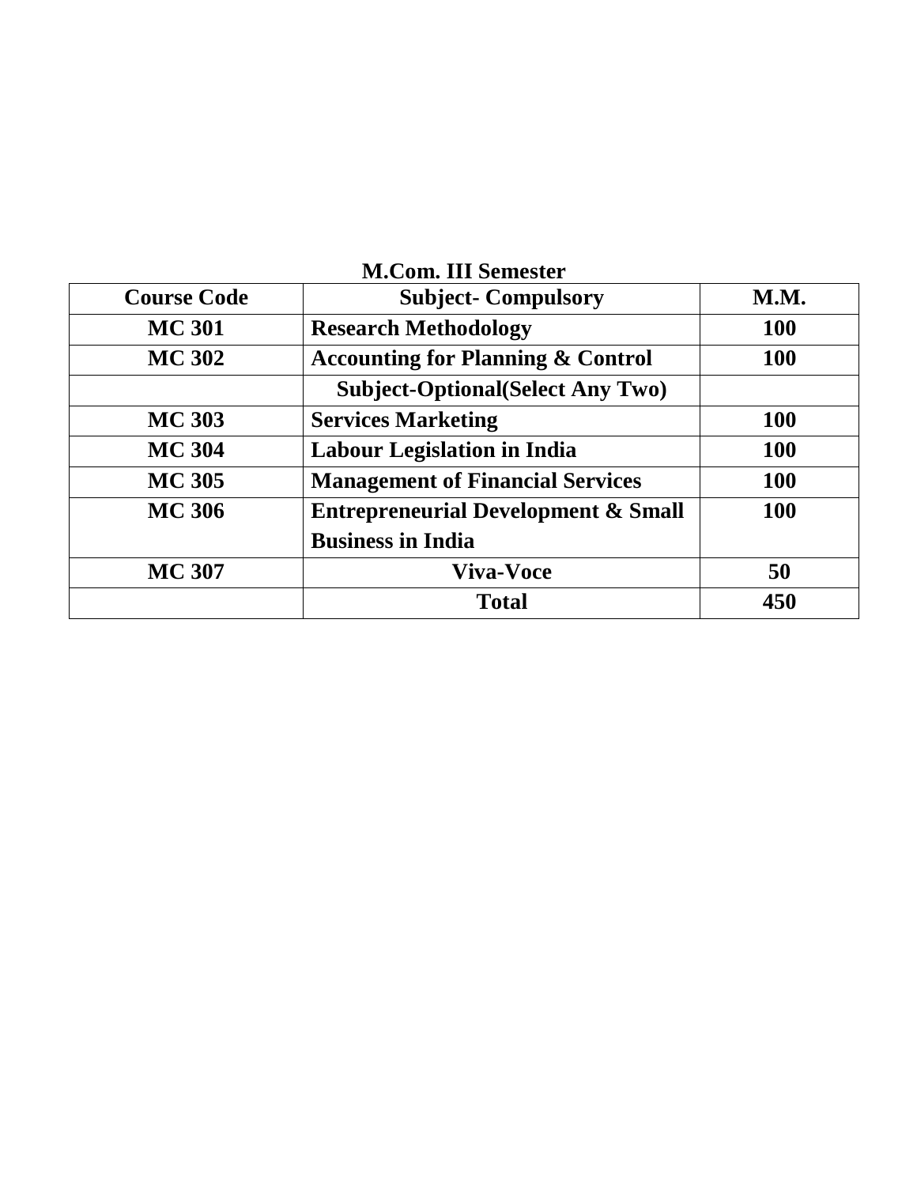**M.Com. III Semester**

| Course Code | Subject- Compulsory | M.M. |
|---|---|---|
| MC 301 | Research Methodology | 100 |
| MC 302 | Accounting for Planning & Control | 100 |
| | Subject-Optional(Select Any Two) | |
| MC 303 | Services Marketing | 100 |
| MC 304 | Labour Legislation in India | 100 |
| MC 305 | Management of Financial Services | 100 |
| MC 306 | Entrepreneurial Development & Small Business in India | 100 |
| MC 307 | Viva-Voce | 50 |
| | Total | 450 |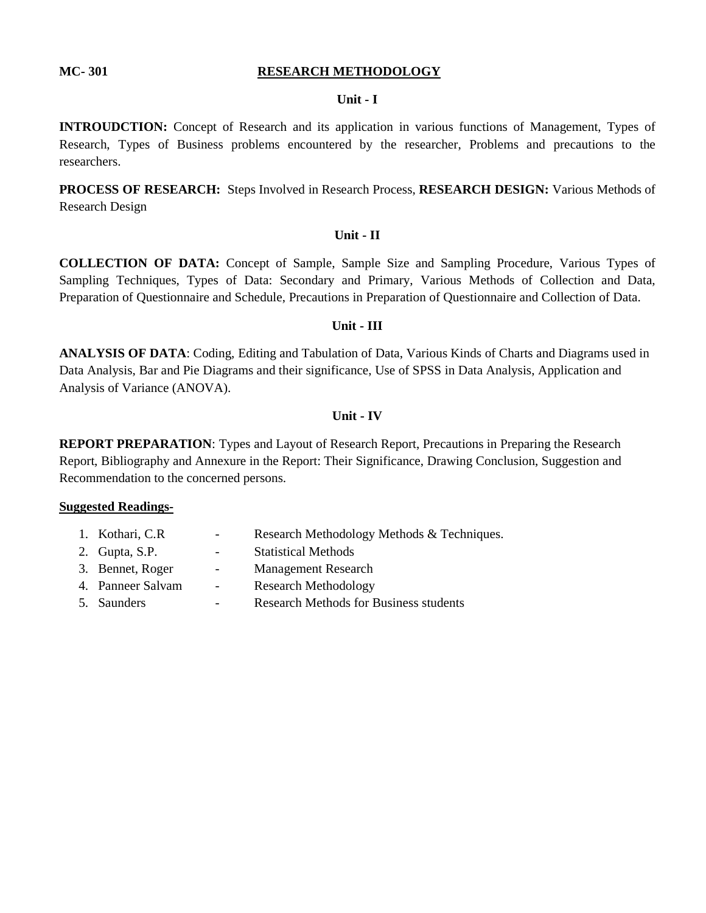**MC- 301** **RESEARCH METHODOLOGY**

### Unit - I

**INTROUDCTION:** Concept of Research and its application in various functions of Management, Types of Research, Types of Business problems encountered by the researcher, Problems and precautions to the researchers.

**PROCESS OF RESEARCH:** Steps Involved in Research Process, **RESEARCH DESIGN:** Various Methods of Research Design

### Unit - II

**COLLECTION OF DATA:** Concept of Sample, Sample Size and Sampling Procedure, Various Types of Sampling Techniques, Types of Data: Secondary and Primary, Various Methods of Collection and Data, Preparation of Questionnaire and Schedule, Precautions in Preparation of Questionnaire and Collection of Data.

### Unit - III

**ANALYSIS OF DATA**: Coding, Editing and Tabulation of Data, Various Kinds of Charts and Diagrams used in Data Analysis, Bar and Pie Diagrams and their significance, Use of SPSS in Data Analysis, Application and Analysis of Variance (ANOVA).

### Unit - IV

**REPORT PREPARATION**: Types and Layout of Research Report, Precautions in Preparing the Research Report, Bibliography and Annexure in the Report: Their Significance, Drawing Conclusion, Suggestion and Recommendation to the concerned persons.

**Suggested Readings-**

1. Kothari, C.R - Research Methodology Methods & Techniques.
2. Gupta, S.P. - Statistical Methods
3. Bennet, Roger - Management Research
4. Panneer Salvam - Research Methodology
5. Saunders - Research Methods for Business students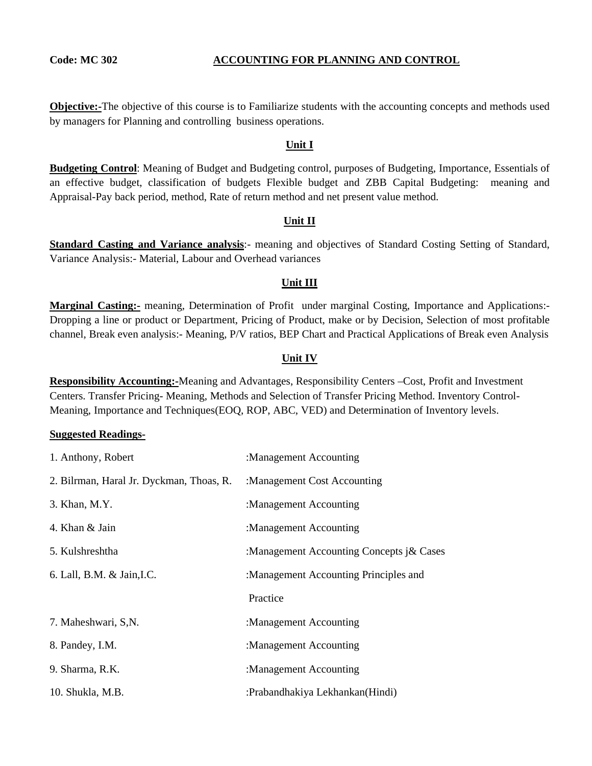**Code: MC 302** **ACCOUNTING FOR PLANNING AND CONTROL**

**Objective:-**The objective of this course is to Familiarize students with the accounting concepts and methods used by managers for Planning and controlling business operations.

## Unit I

**Budgeting Control**: Meaning of Budget and Budgeting control, purposes of Budgeting, Importance, Essentials of an effective budget, classification of budgets Flexible budget and ZBB Capital Budgeting: meaning and Appraisal-Pay back period, method, Rate of return method and net present value method.

## Unit II

**Standard Casting and Variance analysis**:- meaning and objectives of Standard Costing Setting of Standard, Variance Analysis:- Material, Labour and Overhead variances

## Unit III

**Marginal Casting:-** meaning, Determination of Profit under marginal Costing, Importance and Applications:- Dropping a line or product or Department, Pricing of Product, make or by Decision, Selection of most profitable channel, Break even analysis:- Meaning, P/V ratios, BEP Chart and Practical Applications of Break even Analysis

## Unit IV

**Responsibility Accounting:-**Meaning and Advantages, Responsibility Centers –Cost, Profit and Investment Centers. Transfer Pricing- Meaning, Methods and Selection of Transfer Pricing Method. Inventory Control- Meaning, Importance and Techniques(EOQ, ROP, ABC, VED) and Determination of Inventory levels.

**Suggested Readings-**

| | |
|---|---|
| 1. Anthony, Robert | :Management Accounting |
| 2. Bilrman, Haral Jr. Dyckman, Thoas, R. | :Management Cost Accounting |
| 3. Khan, M.Y. | :Management Accounting |
| 4. Khan & Jain | :Management Accounting |
| 5. Kulshreshtha | :Management Accounting Concepts j& Cases |
| 6. Lall, B.M. & Jain,I.C. | :Management Accounting Principles and Practice |
| 7. Maheshwari, S,N. | :Management Accounting |
| 8. Pandey, I.M. | :Management Accounting |
| 9. Sharma, R.K. | :Management Accounting |
| 10. Shukla, M.B. | :Prabandhakiya Lekhankan(Hindi) |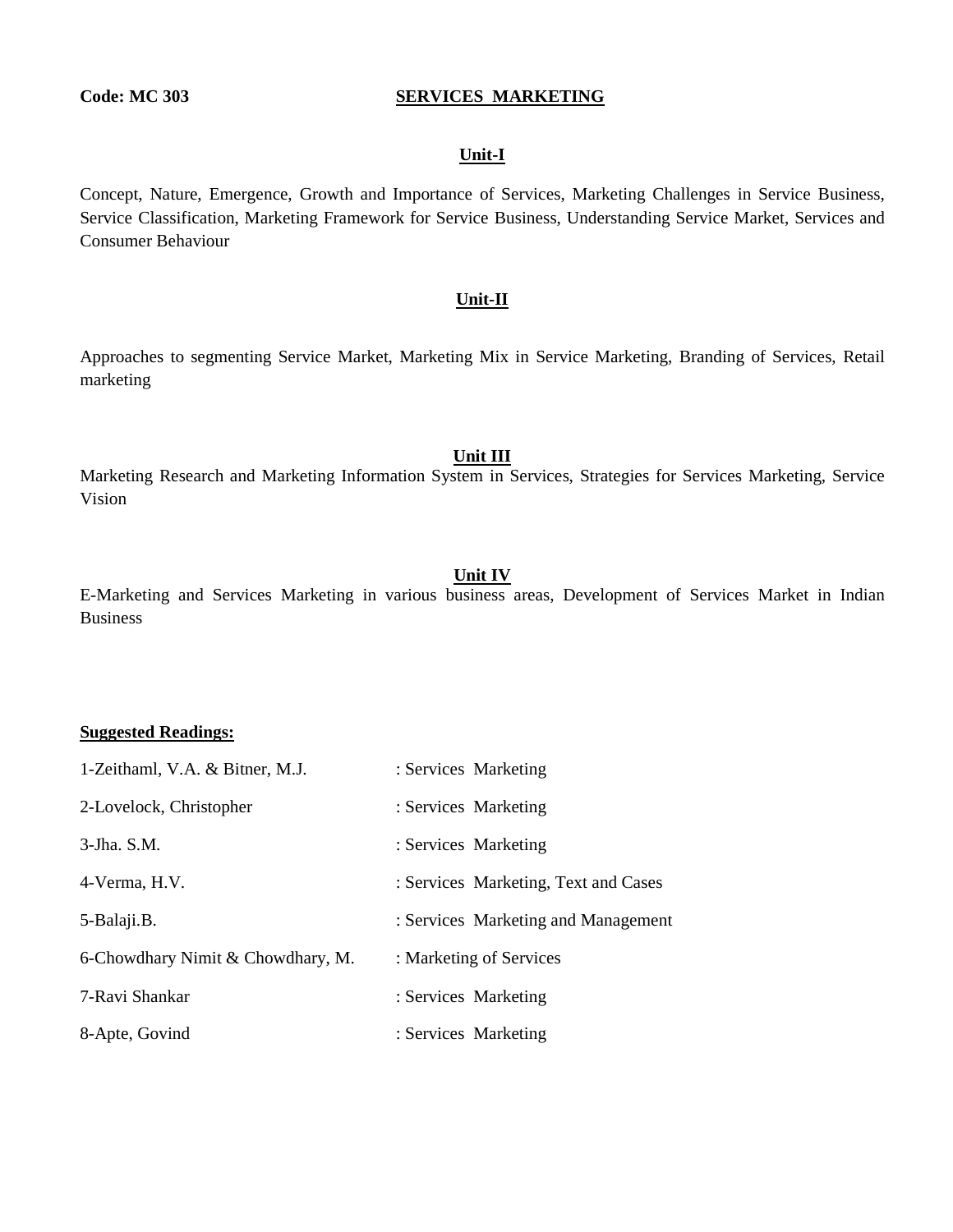**Code: MC 303**

# SERVICES MARKETING

## Unit-I

Concept, Nature, Emergence, Growth and Importance of Services, Marketing Challenges in Service Business, Service Classification, Marketing Framework for Service Business, Understanding Service Market, Services and Consumer Behaviour

## Unit-II

Approaches to segmenting Service Market, Marketing Mix in Service Marketing, Branding of Services, Retail marketing

## Unit III

Marketing Research and Marketing Information System in Services, Strategies for Services Marketing, Service Vision

## Unit IV

E-Marketing and Services Marketing in various business areas, Development of Services Market in Indian Business

### Suggested Readings:

| | |
|---|---|
| 1-Zeithaml, V.A. & Bitner, M.J. | : Services Marketing |
| 2-Lovelock, Christopher | : Services Marketing |
| 3-Jha. S.M. | : Services Marketing |
| 4-Verma, H.V. | : Services Marketing, Text and Cases |
| 5-Balaji.B. | : Services Marketing and Management |
| 6-Chowdhary Nimit & Chowdhary, M. | : Marketing of Services |
| 7-Ravi Shankar | : Services Marketing |
| 8-Apte, Govind | : Services Marketing |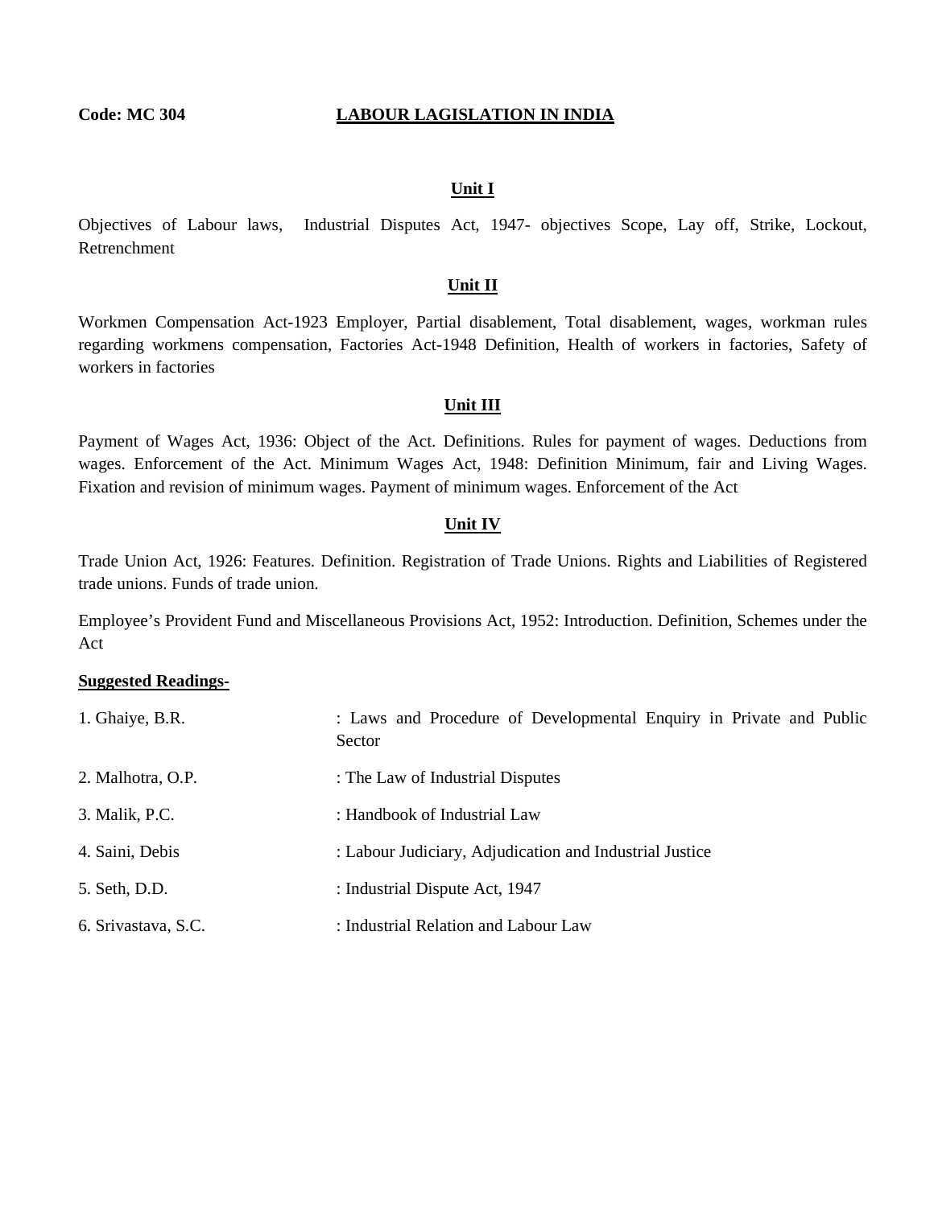**Code: MC 304** **LABOUR LAGISLATION IN INDIA**

## Unit I

Objectives of Labour laws, Industrial Disputes Act, 1947- objectives Scope, Lay off, Strike, Lockout, Retrenchment

## Unit II

Workmen Compensation Act-1923 Employer, Partial disablement, Total disablement, wages, workman rules regarding workmens compensation, Factories Act-1948 Definition, Health of workers in factories, Safety of workers in factories

## Unit III

Payment of Wages Act, 1936: Object of the Act. Definitions. Rules for payment of wages. Deductions from wages. Enforcement of the Act. Minimum Wages Act, 1948: Definition Minimum, fair and Living Wages. Fixation and revision of minimum wages. Payment of minimum wages. Enforcement of the Act

## Unit IV

Trade Union Act, 1926: Features. Definition. Registration of Trade Unions. Rights and Liabilities of Registered trade unions. Funds of trade union.

Employee's Provident Fund and Miscellaneous Provisions Act, 1952: Introduction. Definition, Schemes under the Act

**Suggested Readings-**

1. Ghaiye, B.R. : Laws and Procedure of Developmental Enquiry in Private and Public Sector
2. Malhotra, O.P. : The Law of Industrial Disputes
3. Malik, P.C. : Handbook of Industrial Law
4. Saini, Debis : Labour Judiciary, Adjudication and Industrial Justice
5. Seth, D.D. : Industrial Dispute Act, 1947
6. Srivastava, S.C. : Industrial Relation and Labour Law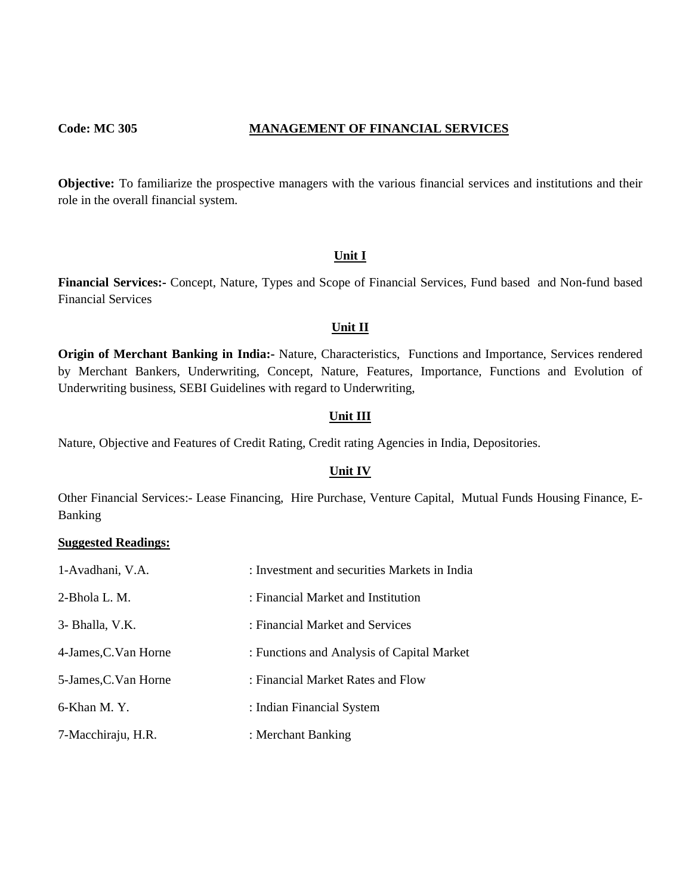**Code: MC 305** **MANAGEMENT OF FINANCIAL SERVICES**

**Objective:** To familiarize the prospective managers with the various financial services and institutions and their role in the overall financial system.

## Unit I

**Financial Services:-** Concept, Nature, Types and Scope of Financial Services, Fund based and Non-fund based Financial Services

## Unit II

**Origin of Merchant Banking in India:-** Nature, Characteristics, Functions and Importance, Services rendered by Merchant Bankers, Underwriting, Concept, Nature, Features, Importance, Functions and Evolution of Underwriting business, SEBI Guidelines with regard to Underwriting,

## Unit III

Nature, Objective and Features of Credit Rating, Credit rating Agencies in India, Depositories.

## Unit IV

Other Financial Services:- Lease Financing, Hire Purchase, Venture Capital, Mutual Funds Housing Finance, E-Banking

**Suggested Readings:**

1-Avadhani, V.A. : Investment and securities Markets in India

2-Bhola L. M. : Financial Market and Institution

3- Bhalla, V.K. : Financial Market and Services

4-James,C.Van Horne : Functions and Analysis of Capital Market

5-James,C.Van Horne : Financial Market Rates and Flow

6-Khan M. Y. : Indian Financial System

7-Macchiraju, H.R. : Merchant Banking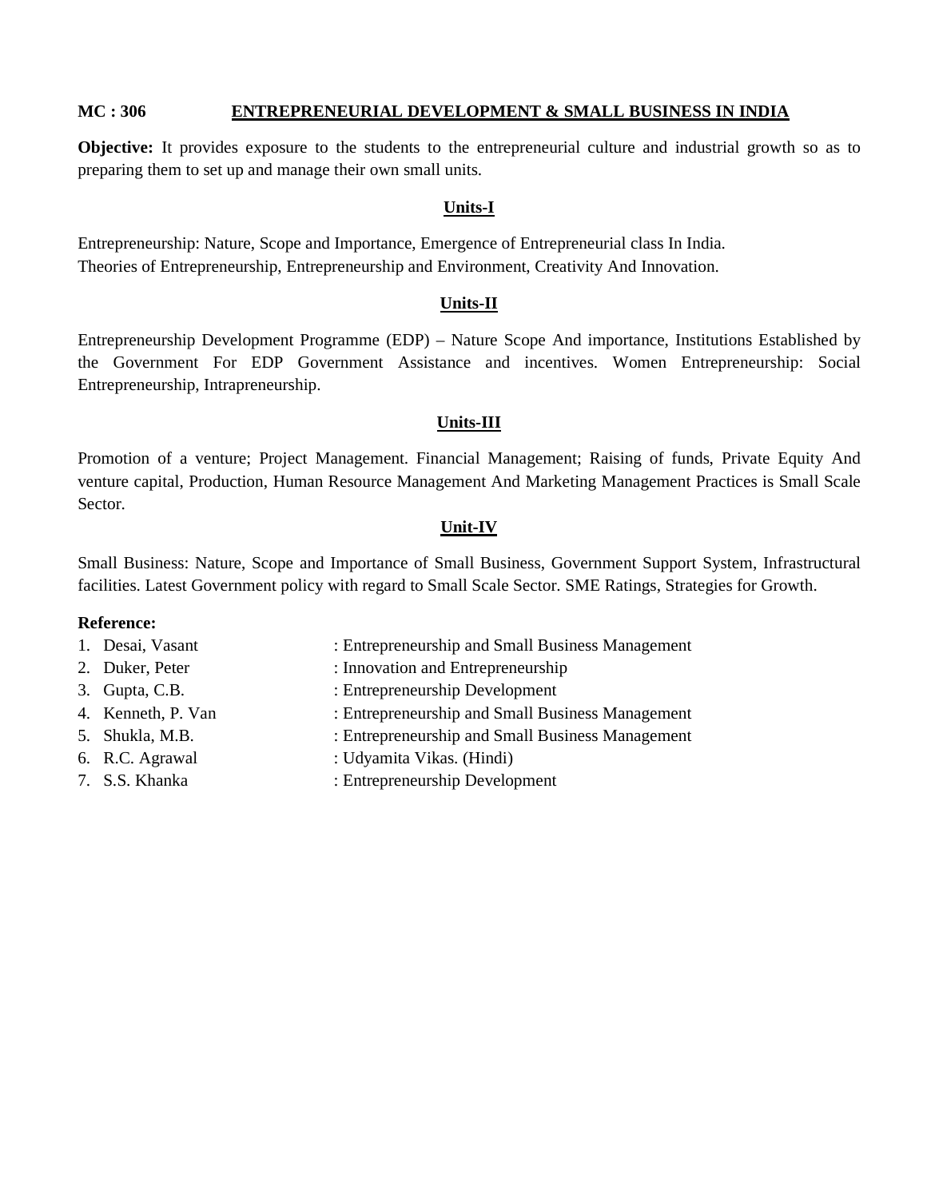## MC : 306 ENTREPRENEURIAL DEVELOPMENT & SMALL BUSINESS IN INDIA

**Objective:** It provides exposure to the students to the entrepreneurial culture and industrial growth so as to preparing them to set up and manage their own small units.

### Units-I

Entrepreneurship: Nature, Scope and Importance, Emergence of Entrepreneurial class In India.
Theories of Entrepreneurship, Entrepreneurship and Environment, Creativity And Innovation.

### Units-II

Entrepreneurship Development Programme (EDP) – Nature Scope And importance, Institutions Established by the Government For EDP Government Assistance and incentives. Women Entrepreneurship: Social Entrepreneurship, Intrapreneurship.

### Units-III

Promotion of a venture; Project Management. Financial Management; Raising of funds, Private Equity And venture capital, Production, Human Resource Management And Marketing Management Practices is Small Scale Sector.

### Unit-IV

Small Business: Nature, Scope and Importance of Small Business, Government Support System, Infrastructural facilities. Latest Government policy with regard to Small Scale Sector. SME Ratings, Strategies for Growth.

**Reference:**

1. Desai, Vasant : Entrepreneurship and Small Business Management
2. Duker, Peter : Innovation and Entrepreneurship
3. Gupta, C.B. : Entrepreneurship Development
4. Kenneth, P. Van : Entrepreneurship and Small Business Management
5. Shukla, M.B. : Entrepreneurship and Small Business Management
6. R.C. Agrawal : Udyamita Vikas. (Hindi)
7. S.S. Khanka : Entrepreneurship Development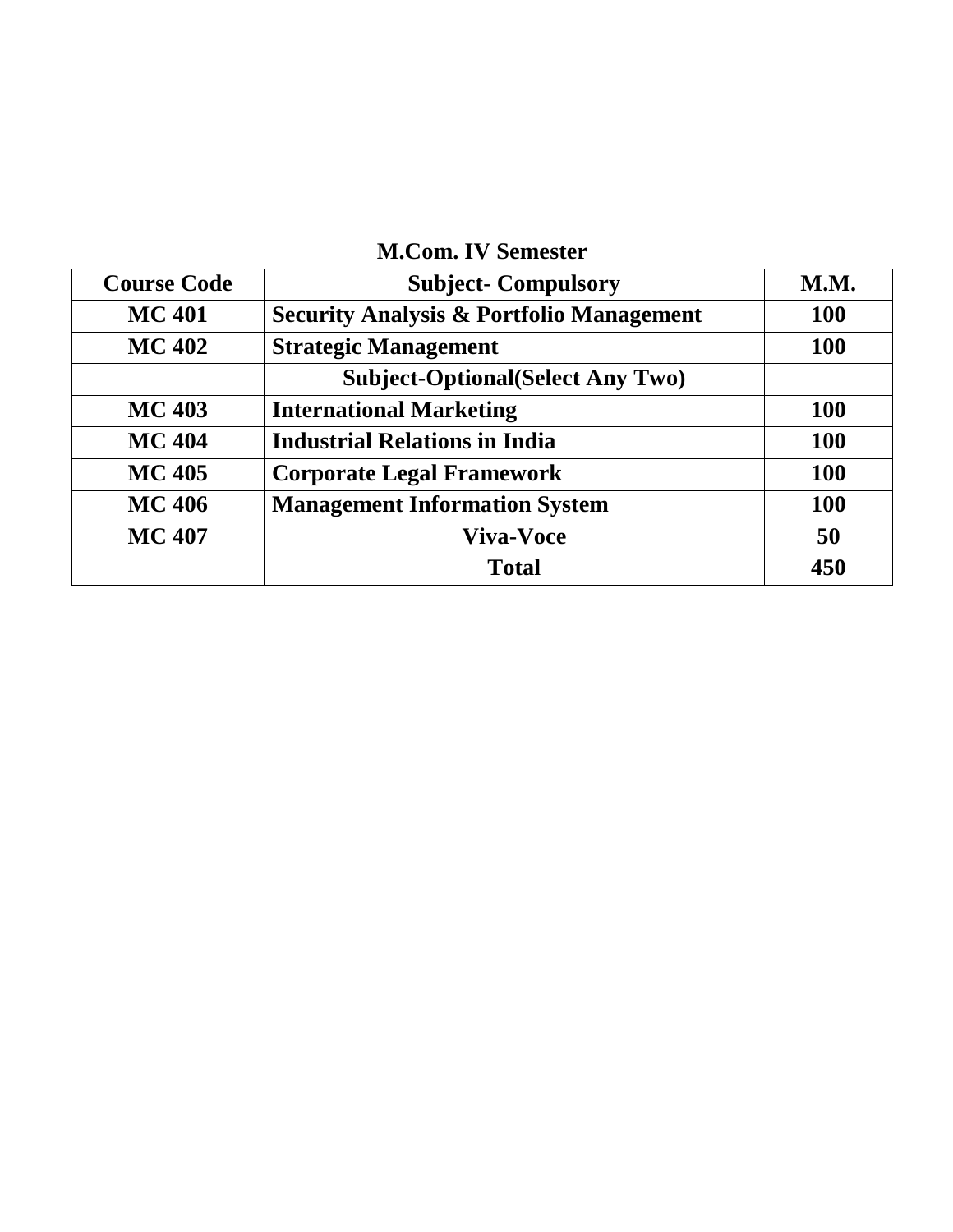## M.Com. IV Semester

| Course Code | Subject- Compulsory | M.M. |
|---|---|---|
| MC 401 | Security Analysis & Portfolio Management | 100 |
| MC 402 | Strategic Management | 100 |
| | Subject-Optional(Select Any Two) | |
| MC 403 | International Marketing | 100 |
| MC 404 | Industrial Relations in India | 100 |
| MC 405 | Corporate Legal Framework | 100 |
| MC 406 | Management Information System | 100 |
| MC 407 | Viva-Voce | 50 |
| | Total | 450 |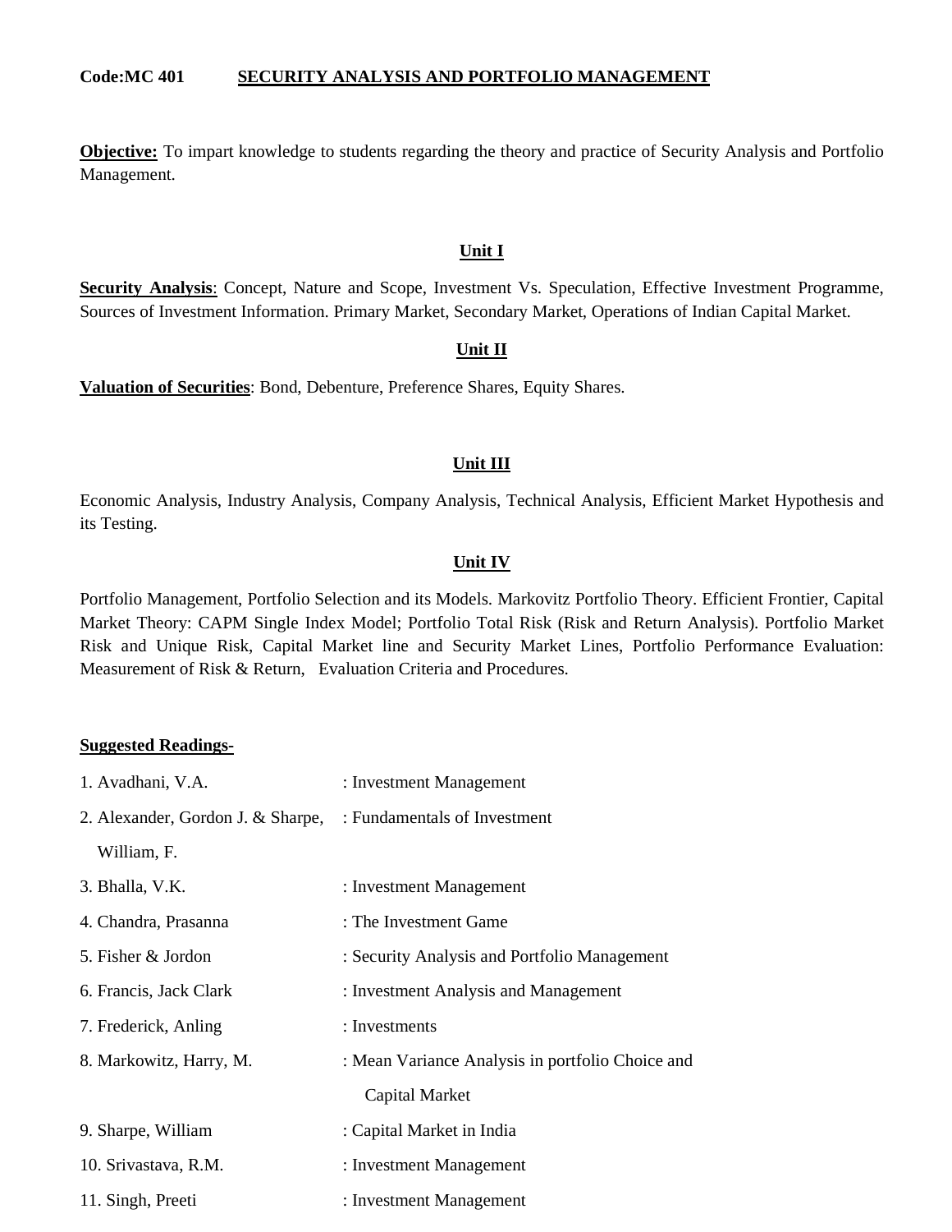**Code:MC 401** **SECURITY ANALYSIS AND PORTFOLIO MANAGEMENT**

**Objective:** To impart knowledge to students regarding the theory and practice of Security Analysis and Portfolio Management.

## Unit I

**Security Analysis**: Concept, Nature and Scope, Investment Vs. Speculation, Effective Investment Programme, Sources of Investment Information. Primary Market, Secondary Market, Operations of Indian Capital Market.

## Unit II

**Valuation of Securities**: Bond, Debenture, Preference Shares, Equity Shares.

## Unit III

Economic Analysis, Industry Analysis, Company Analysis, Technical Analysis, Efficient Market Hypothesis and its Testing.

## Unit IV

Portfolio Management, Portfolio Selection and its Models. Markovitz Portfolio Theory. Efficient Frontier, Capital Market Theory: CAPM Single Index Model; Portfolio Total Risk (Risk and Return Analysis). Portfolio Market Risk and Unique Risk, Capital Market line and Security Market Lines, Portfolio Performance Evaluation: Measurement of Risk & Return, Evaluation Criteria and Procedures.

**Suggested Readings-**

1. Avadhani, V.A. : Investment Management
2. Alexander, Gordon J. & Sharpe, William, F. : Fundamentals of Investment
3. Bhalla, V.K. : Investment Management
4. Chandra, Prasanna : The Investment Game
5. Fisher & Jordon : Security Analysis and Portfolio Management
6. Francis, Jack Clark : Investment Analysis and Management
7. Frederick, Anling : Investments
8. Markowitz, Harry, M. : Mean Variance Analysis in portfolio Choice and Capital Market
9. Sharpe, William : Capital Market in India
10. Srivastava, R.M. : Investment Management
11. Singh, Preeti : Investment Management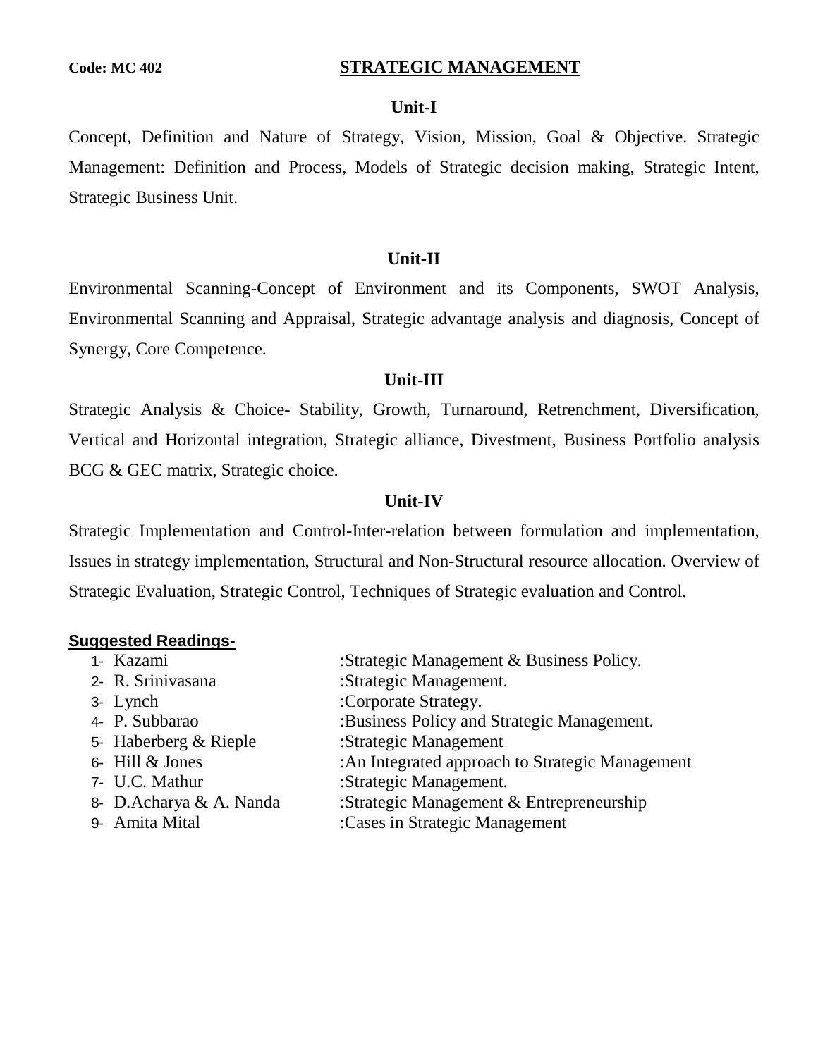**Code: MC 402**

# STRATEGIC MANAGEMENT

## Unit-I

Concept, Definition and Nature of Strategy, Vision, Mission, Goal & Objective. Strategic Management: Definition and Process, Models of Strategic decision making, Strategic Intent, Strategic Business Unit.

## Unit-II

Environmental Scanning-Concept of Environment and its Components, SWOT Analysis, Environmental Scanning and Appraisal, Strategic advantage analysis and diagnosis, Concept of Synergy, Core Competence.

## Unit-III

Strategic Analysis & Choice- Stability, Growth, Turnaround, Retrenchment, Diversification, Vertical and Horizontal integration, Strategic alliance, Divestment, Business Portfolio analysis BCG & GEC matrix, Strategic choice.

## Unit-IV

Strategic Implementation and Control-Inter-relation between formulation and implementation, Issues in strategy implementation, Structural and Non-Structural resource allocation. Overview of Strategic Evaluation, Strategic Control, Techniques of Strategic evaluation and Control.

**Suggested Readings-**

1- Kazami :Strategic Management & Business Policy.
2- R. Srinivasana :Strategic Management.
3- Lynch :Corporate Strategy.
4- P. Subbarao :Business Policy and Strategic Management.
5- Haberberg & Rieple :Strategic Management
6- Hill & Jones :An Integrated approach to Strategic Management
7- U.C. Mathur :Strategic Management.
8- D.Acharya & A. Nanda :Strategic Management & Entrepreneurship
9- Amita Mital :Cases in Strategic Management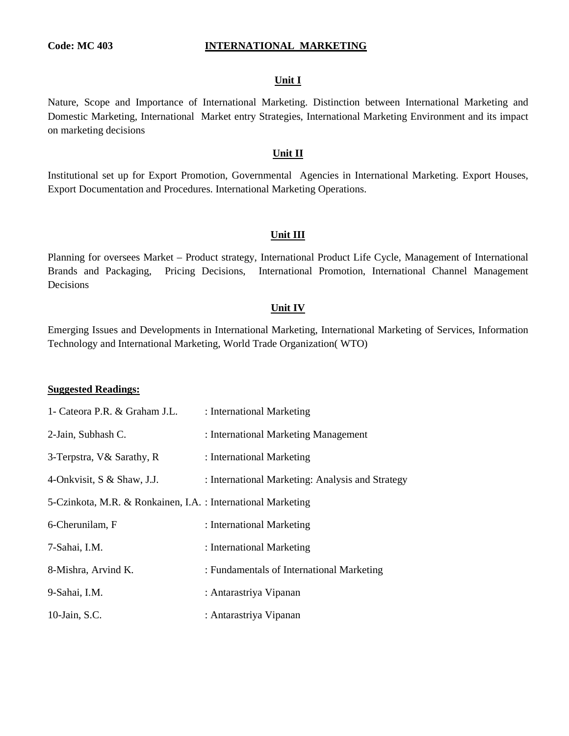**Code: MC 403** **INTERNATIONAL MARKETING**

## Unit I

Nature, Scope and Importance of International Marketing. Distinction between International Marketing and Domestic Marketing, International Market entry Strategies, International Marketing Environment and its impact on marketing decisions

## Unit II

Institutional set up for Export Promotion, Governmental Agencies in International Marketing. Export Houses, Export Documentation and Procedures. International Marketing Operations.

## Unit III

Planning for oversees Market – Product strategy, International Product Life Cycle, Management of International Brands and Packaging, Pricing Decisions, International Promotion, International Channel Management Decisions

## Unit IV

Emerging Issues and Developments in International Marketing, International Marketing of Services, Information Technology and International Marketing, World Trade Organization( WTO)

**Suggested Readings:**

1- Cateora P.R. & Graham J.L. : International Marketing

2-Jain, Subhash C. : International Marketing Management

3-Terpstra, V& Sarathy, R : International Marketing

4-Onkvisit, S & Shaw, J.J. : International Marketing: Analysis and Strategy

5-Czinkota, M.R. & Ronkainen, I.A. : International Marketing

6-Cherunilam, F : International Marketing

7-Sahai, I.M. : International Marketing

8-Mishra, Arvind K. : Fundamentals of International Marketing

9-Sahai, I.M. : Antarastriya Vipanan

10-Jain, S.C. : Antarastriya Vipanan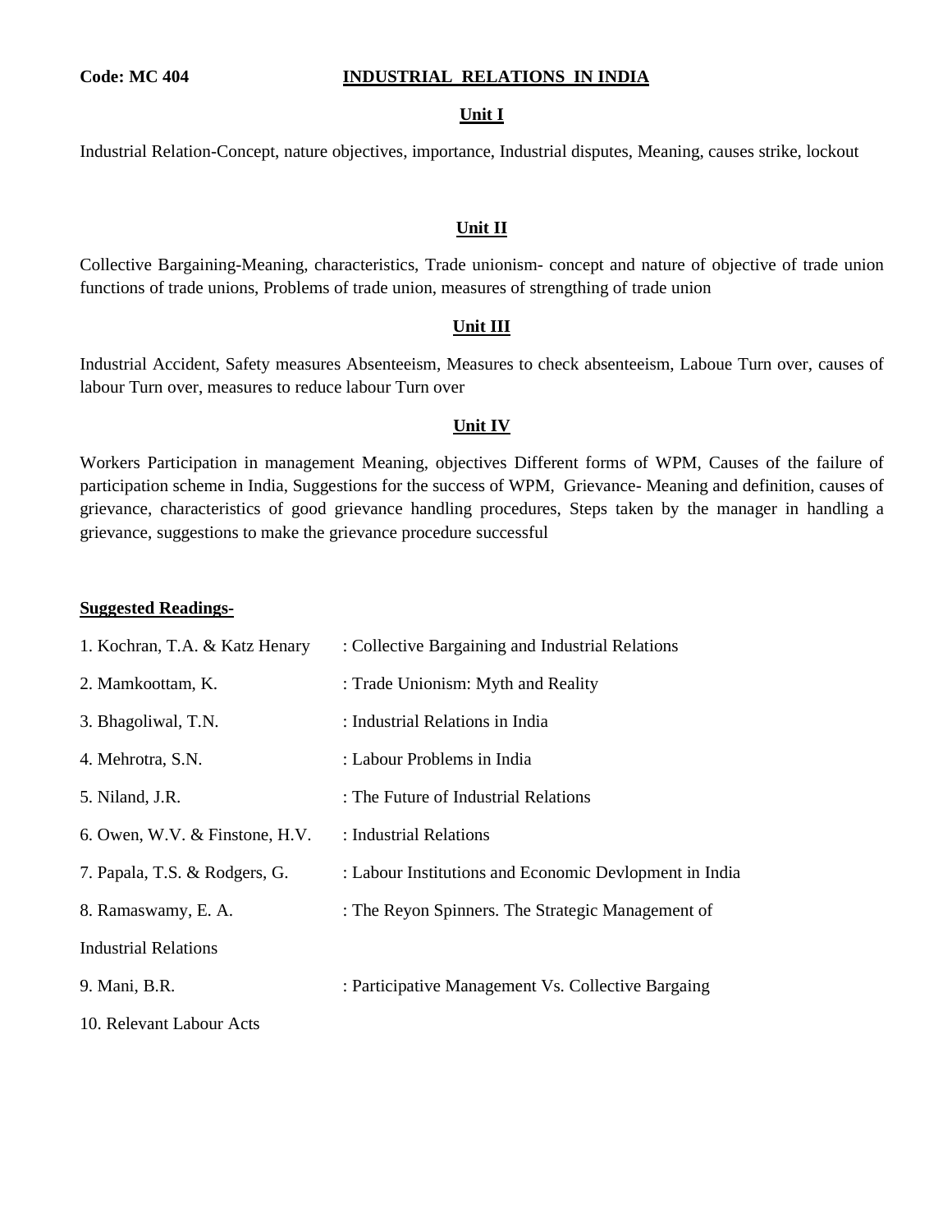**Code: MC 404**

## INDUSTRIAL RELATIONS IN INDIA

### Unit I

Industrial Relation-Concept, nature objectives, importance, Industrial disputes, Meaning, causes strike, lockout

### Unit II

Collective Bargaining-Meaning, characteristics, Trade unionism- concept and nature of objective of trade union functions of trade unions, Problems of trade union, measures of strengthing of trade union

### Unit III

Industrial Accident, Safety measures Absenteeism, Measures to check absenteeism, Laboue Turn over, causes of labour Turn over, measures to reduce labour Turn over

### Unit IV

Workers Participation in management Meaning, objectives Different forms of WPM, Causes of the failure of participation scheme in India, Suggestions for the success of WPM, Grievance- Meaning and definition, causes of grievance, characteristics of good grievance handling procedures, Steps taken by the manager in handling a grievance, suggestions to make the grievance procedure successful

**Suggested Readings-**

1. Kochran, T.A. & Katz Henary : Collective Bargaining and Industrial Relations
2. Mamkoottam, K. : Trade Unionism: Myth and Reality
3. Bhagoliwal, T.N. : Industrial Relations in India
4. Mehrotra, S.N. : Labour Problems in India
5. Niland, J.R. : The Future of Industrial Relations
6. Owen, W.V. & Finstone, H.V. : Industrial Relations
7. Papala, T.S. & Rodgers, G. : Labour Institutions and Economic Devlopment in India
8. Ramaswamy, E. A. : The Reyon Spinners. The Strategic Management of Industrial Relations
9. Mani, B.R. : Participative Management Vs. Collective Bargaing
10. Relevant Labour Acts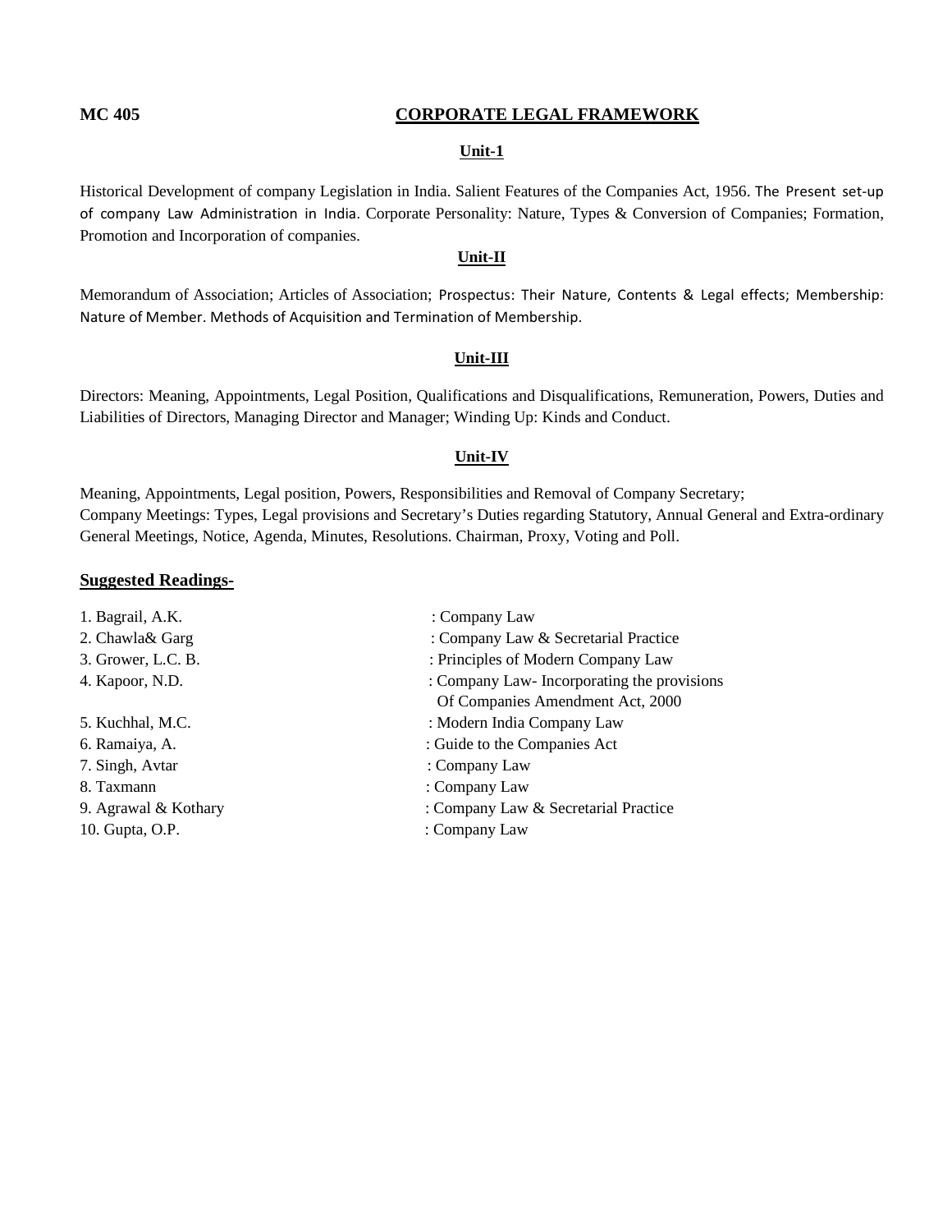**MC 405** **CORPORATE LEGAL FRAMEWORK**

## Unit-1

Historical Development of company Legislation in India. Salient Features of the Companies Act, 1956. The Present set-up of company Law Administration in India. Corporate Personality: Nature, Types & Conversion of Companies; Formation, Promotion and Incorporation of companies.

## Unit-II

Memorandum of Association; Articles of Association; Prospectus: Their Nature, Contents & Legal effects; Membership: Nature of Member. Methods of Acquisition and Termination of Membership.

## Unit-III

Directors: Meaning, Appointments, Legal Position, Qualifications and Disqualifications, Remuneration, Powers, Duties and Liabilities of Directors, Managing Director and Manager; Winding Up: Kinds and Conduct.

## Unit-IV

Meaning, Appointments, Legal position, Powers, Responsibilities and Removal of Company Secretary;
Company Meetings: Types, Legal provisions and Secretary's Duties regarding Statutory, Annual General and Extra-ordinary General Meetings, Notice, Agenda, Minutes, Resolutions. Chairman, Proxy, Voting and Poll.

## Suggested Readings-

1. Bagrail, A.K. : Company Law
2. Chawla& Garg : Company Law & Secretarial Practice
3. Grower, L.C. B. : Principles of Modern Company Law
4. Kapoor, N.D. : Company Law- Incorporating the provisions Of Companies Amendment Act, 2000
5. Kuchhal, M.C. : Modern India Company Law
6. Ramaiya, A. : Guide to the Companies Act
7. Singh, Avtar : Company Law
8. Taxmann : Company Law
9. Agrawal & Kothary : Company Law & Secretarial Practice
10. Gupta, O.P. : Company Law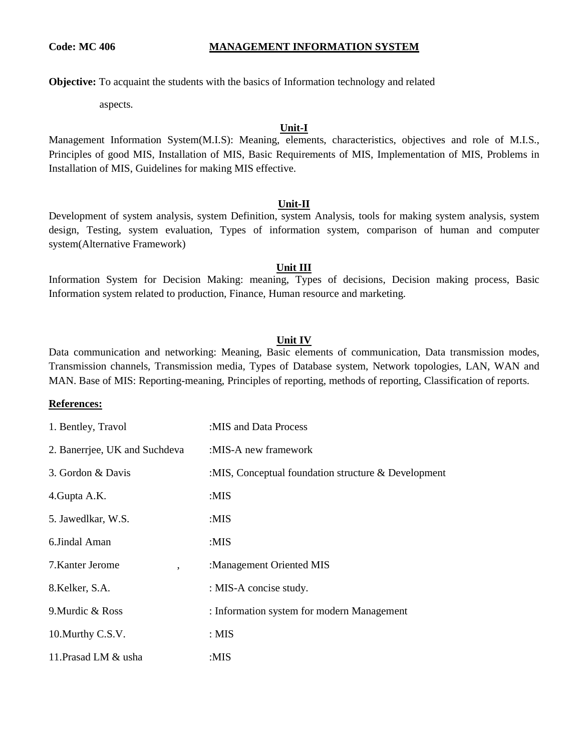**Code: MC 406** **MANAGEMENT INFORMATION SYSTEM**

**Objective:** To acquaint the students with the basics of Information technology and related aspects.

## Unit-I

Management Information System(M.I.S): Meaning, elements, characteristics, objectives and role of M.I.S., Principles of good MIS, Installation of MIS, Basic Requirements of MIS, Implementation of MIS, Problems in Installation of MIS, Guidelines for making MIS effective.

## Unit-II

Development of system analysis, system Definition, system Analysis, tools for making system analysis, system design, Testing, system evaluation, Types of information system, comparison of human and computer system(Alternative Framework)

## Unit III

Information System for Decision Making: meaning, Types of decisions, Decision making process, Basic Information system related to production, Finance, Human resource and marketing.

## Unit IV

Data communication and networking: Meaning, Basic elements of communication, Data transmission modes, Transmission channels, Transmission media, Types of Database system, Network topologies, LAN, WAN and MAN. Base of MIS: Reporting-meaning, Principles of reporting, methods of reporting, Classification of reports.

**References:**

| | |
|---|---|
| 1. Bentley, Travol | :MIS and Data Process |
| 2. Banerrjee, UK and Suchdeva | :MIS-A new framework |
| 3. Gordon & Davis | :MIS, Conceptual foundation structure & Development |
| 4.Gupta A.K. | :MIS |
| 5. Jawedlkar, W.S. | :MIS |
| 6.Jindal Aman | :MIS |
| 7.Kanter Jerome , | :Management Oriented MIS |
| 8.Kelker, S.A. | : MIS-A concise study. |
| 9.Murdic & Ross | : Information system for modern Management |
| 10.Murthy C.S.V. | : MIS |
| 11.Prasad LM & usha | :MIS |